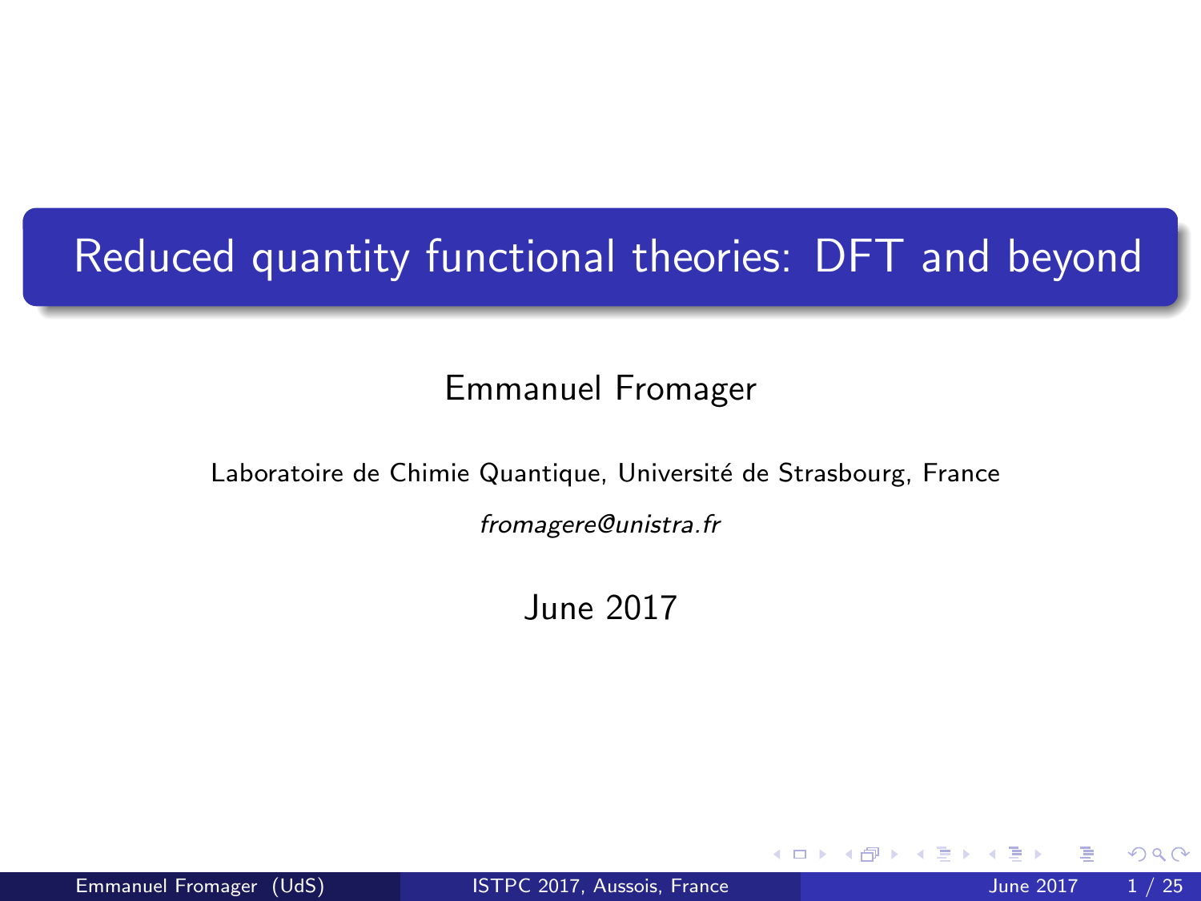# Reduced quantity functional theories: DFT and beyond

Emmanuel Fromager

Laboratoire de Chimie Quantique, Université de Strasbourg, France

*fromagere@unistra.fr*

June 2017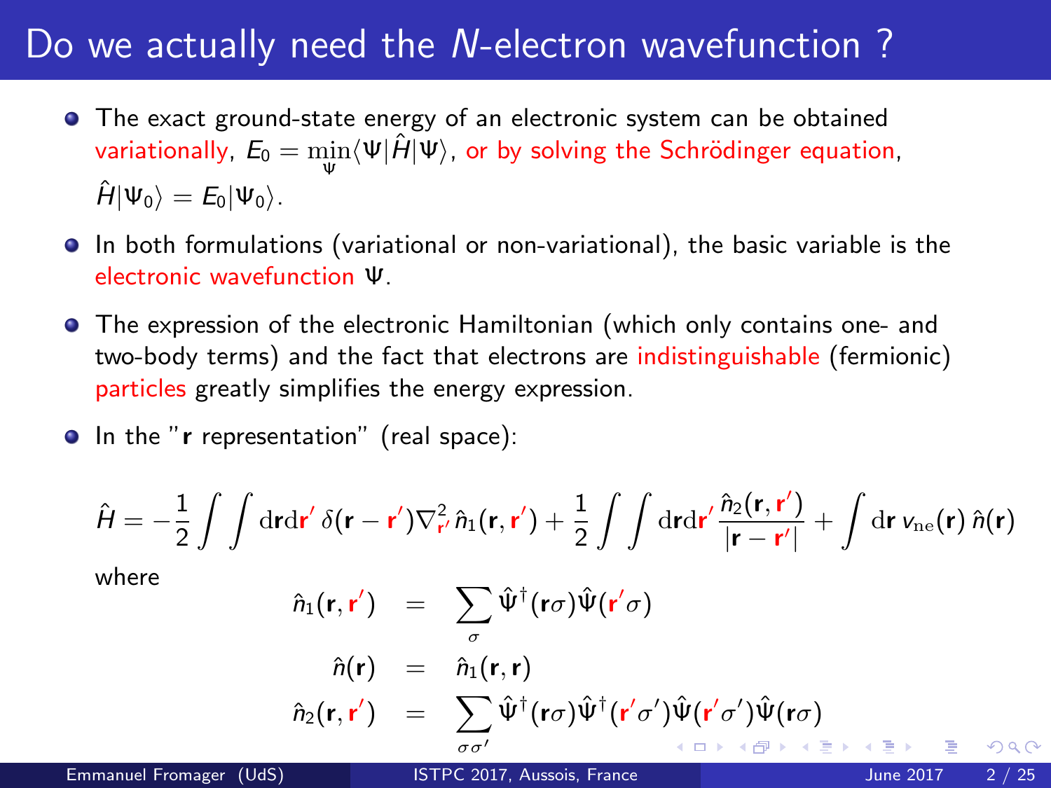# Do we actually need the $N$-electron wavefunction ?

- The exact ground-state energy of an electronic system can be obtained variationally, $E_0 = \min_{\Psi} \langle \Psi | \hat{H} | \Psi \rangle$, or by solving the Schrödinger equation, $\hat{H}|\Psi_0\rangle = E_0|\Psi_0\rangle$.

- In both formulations (variational or non-variational), the basic variable is the electronic wavefunction $\Psi$.

- The expression of the electronic Hamiltonian (which only contains one- and two-body terms) and the fact that electrons are indistinguishable (fermionic) particles greatly simplifies the energy expression.

- In the "$\mathbf{r}$ representation" (real space):

$$\hat{H} = -\frac{1}{2}\int\int \mathrm{d}\mathbf{r}\mathrm{d}\mathbf{r}'\ \delta(\mathbf{r}-\mathbf{r}')\nabla^2_{\mathbf{r}'}\hat{n}_1(\mathbf{r},\mathbf{r}') + \frac{1}{2}\int\int \mathrm{d}\mathbf{r}\mathrm{d}\mathbf{r}'\ \frac{\hat{n}_2(\mathbf{r},\mathbf{r}')}{|\mathbf{r}-\mathbf{r}'|} + \int \mathrm{d}\mathbf{r}\ v_{\mathrm{ne}}(\mathbf{r})\ \hat{n}(\mathbf{r})$$

where

$$\begin{aligned}
\hat{n}_1(\mathbf{r},\mathbf{r}') &= \sum_{\sigma} \hat{\Psi}^{\dagger}(\mathbf{r}\sigma)\hat{\Psi}(\mathbf{r}'\sigma) \\
\hat{n}(\mathbf{r}) &= \hat{n}_1(\mathbf{r},\mathbf{r}) \\
\hat{n}_2(\mathbf{r},\mathbf{r}') &= \sum_{\sigma\sigma'} \hat{\Psi}^{\dagger}(\mathbf{r}\sigma)\hat{\Psi}^{\dagger}(\mathbf{r}'\sigma')\hat{\Psi}(\mathbf{r}'\sigma')\hat{\Psi}(\mathbf{r}\sigma)
\end{aligned}$$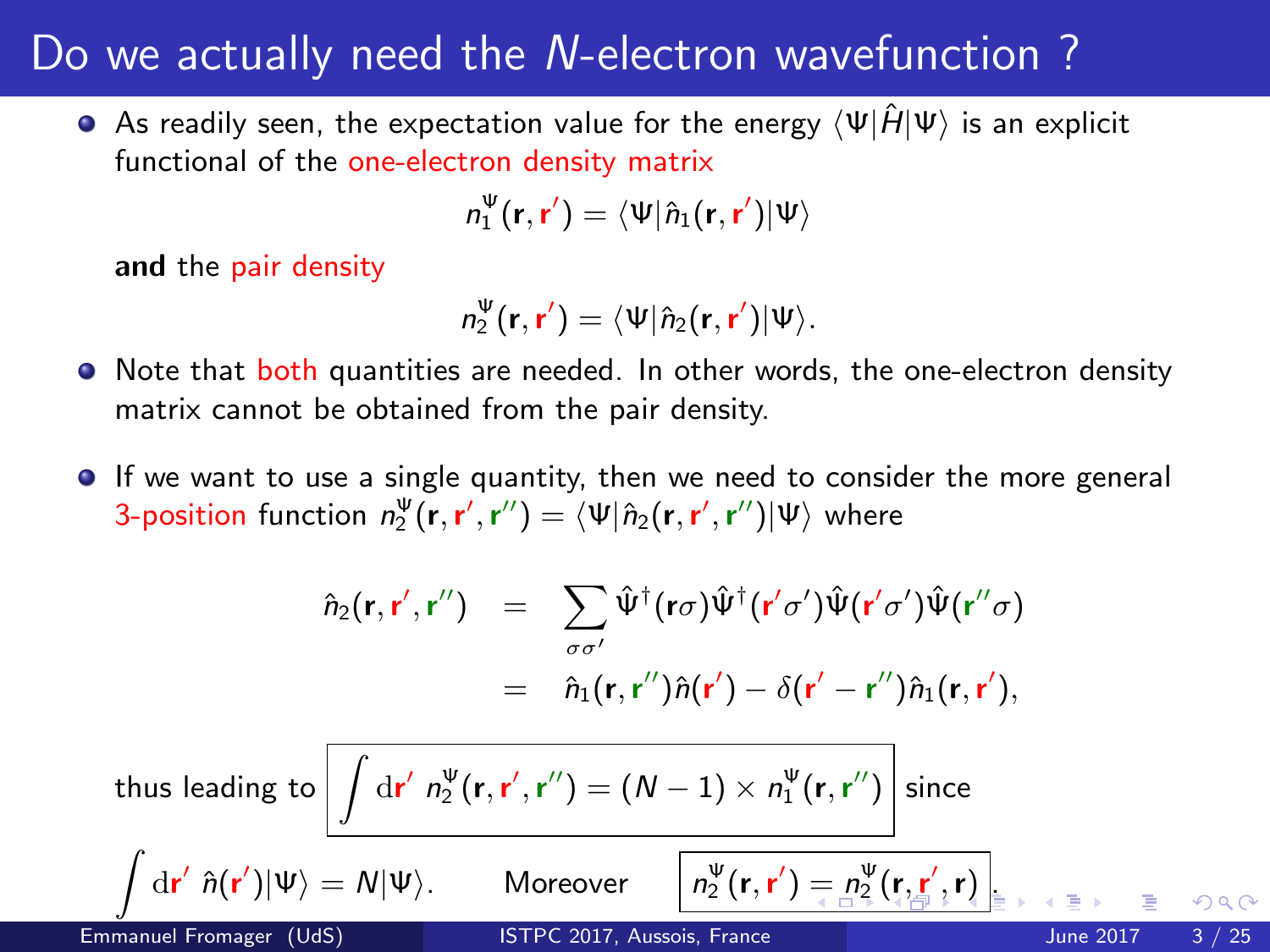# Do we actually need the $N$-electron wavefunction ?

- As readily seen, the expectation value for the energy $\langle\Psi|\hat{H}|\Psi\rangle$ is an explicit functional of the one-electron density matrix

$$n_1^{\Psi}(\mathbf{r},\mathbf{r}') = \langle\Psi|\hat{n}_1(\mathbf{r},\mathbf{r}')|\Psi\rangle$$

**and** the pair density

$$n_2^{\Psi}(\mathbf{r},\mathbf{r}') = \langle\Psi|\hat{n}_2(\mathbf{r},\mathbf{r}')|\Psi\rangle.$$

- Note that both quantities are needed. In other words, the one-electron density matrix cannot be obtained from the pair density.

- If we want to use a single quantity, then we need to consider the more general 3-position function $n_2^{\Psi}(\mathbf{r},\mathbf{r}',\mathbf{r}'') = \langle\Psi|\hat{n}_2(\mathbf{r},\mathbf{r}',\mathbf{r}'')|\Psi\rangle$ where

$$\begin{aligned}
\hat{n}_2(\mathbf{r},\mathbf{r}',\mathbf{r}'') &= \sum_{\sigma\sigma'} \hat{\Psi}^{\dagger}(\mathbf{r}\sigma)\hat{\Psi}^{\dagger}(\mathbf{r}'\sigma')\hat{\Psi}(\mathbf{r}'\sigma')\hat{\Psi}(\mathbf{r}''\sigma) \\
&= \hat{n}_1(\mathbf{r},\mathbf{r}'')\hat{n}(\mathbf{r}') - \delta(\mathbf{r}'-\mathbf{r}'')\hat{n}_1(\mathbf{r},\mathbf{r}'),
\end{aligned}$$

thus leading to $\boxed{\int \mathrm{d}\mathbf{r}'\; n_2^{\Psi}(\mathbf{r},\mathbf{r}',\mathbf{r}'') = (N-1)\times n_1^{\Psi}(\mathbf{r},\mathbf{r}'')}$ since

$\int \mathrm{d}\mathbf{r}'\; \hat{n}(\mathbf{r}')|\Psi\rangle = N|\Psi\rangle$. Moreover $\boxed{n_2^{\Psi}(\mathbf{r},\mathbf{r}') = n_2^{\Psi}(\mathbf{r},\mathbf{r}',\mathbf{r})}$.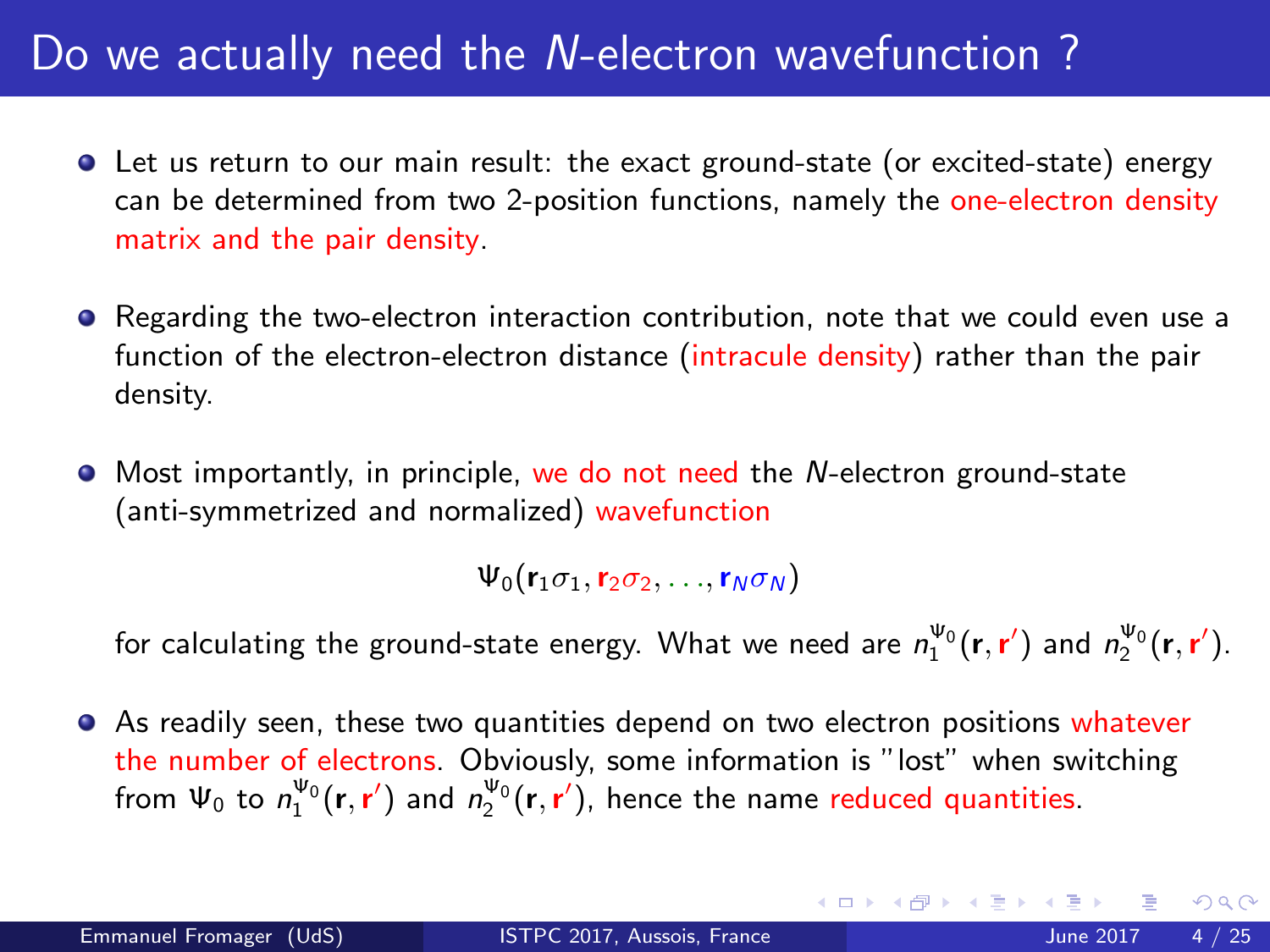# Do we actually need the $N$-electron wavefunction ?

- Let us return to our main result: the exact ground-state (or excited-state) energy can be determined from two 2-position functions, namely the one-electron density matrix and the pair density.

- Regarding the two-electron interaction contribution, note that we could even use a function of the electron-electron distance (intracule density) rather than the pair density.

- Most importantly, in principle, we do not need the $N$-electron ground-state (anti-symmetrized and normalized) wavefunction

$$\Psi_0(\mathbf{r}_1\sigma_1, \mathbf{r}_2\sigma_2, \ldots, \mathbf{r}_N\sigma_N)$$

  for calculating the ground-state energy. What we need are $n_1^{\Psi_0}(\mathbf{r}, \mathbf{r}')$ and $n_2^{\Psi_0}(\mathbf{r}, \mathbf{r}')$.

- As readily seen, these two quantities depend on two electron positions whatever the number of electrons. Obviously, some information is "lost" when switching from $\Psi_0$ to $n_1^{\Psi_0}(\mathbf{r}, \mathbf{r}')$ and $n_2^{\Psi_0}(\mathbf{r}, \mathbf{r}')$, hence the name reduced quantities.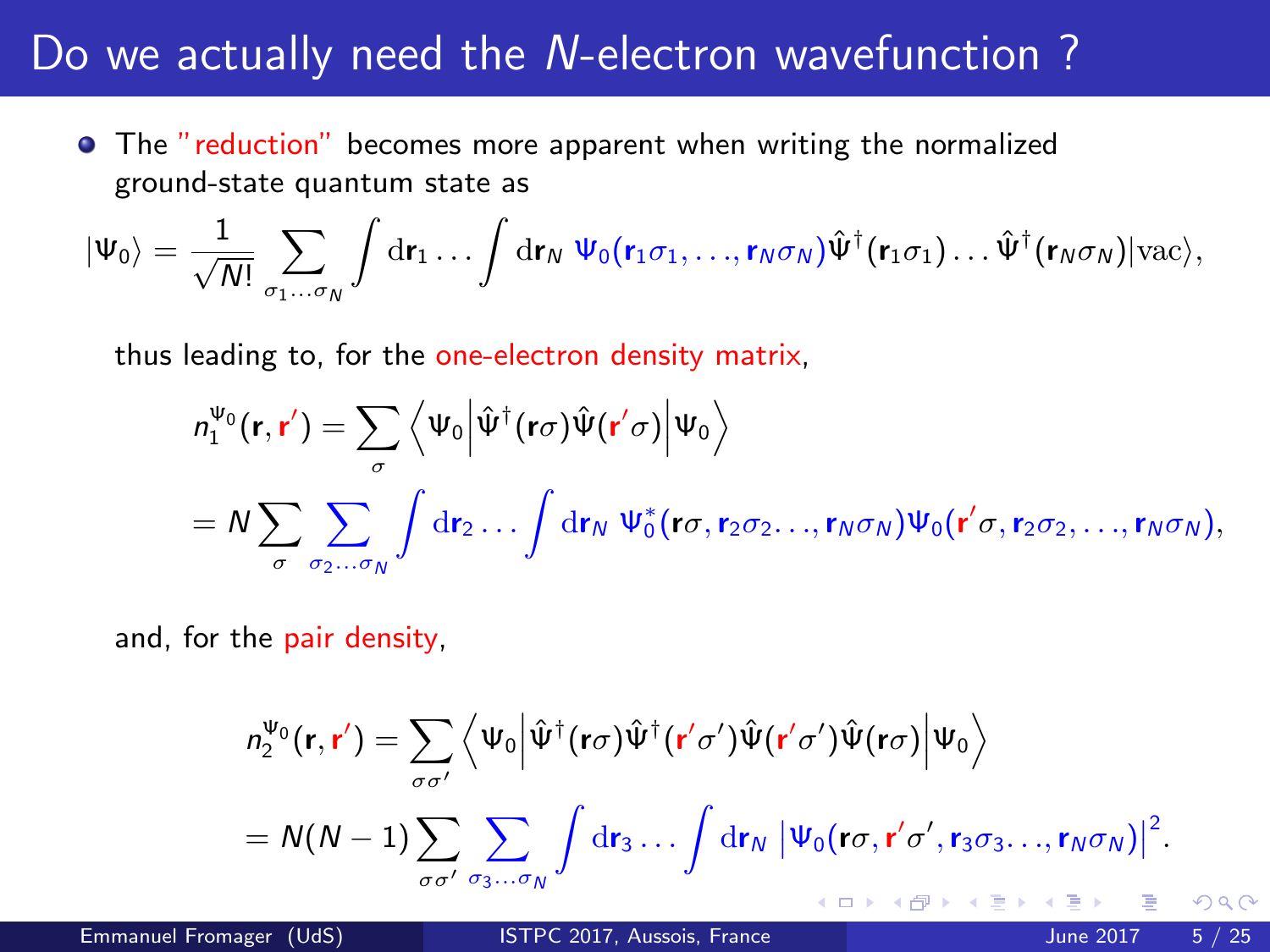# Do we actually need the $N$-electron wavefunction ?

- The "reduction" becomes more apparent when writing the normalized ground-state quantum state as

$$|\Psi_0\rangle = \frac{1}{\sqrt{N!}} \sum_{\sigma_1 \ldots \sigma_N} \int \mathrm{d}\mathbf{r}_1 \ldots \int \mathrm{d}\mathbf{r}_N \; \Psi_0(\mathbf{r}_1\sigma_1, \ldots, \mathbf{r}_N\sigma_N) \hat{\Psi}^\dagger(\mathbf{r}_1\sigma_1) \ldots \hat{\Psi}^\dagger(\mathbf{r}_N\sigma_N)|\mathrm{vac}\rangle,$$

thus leading to, for the one-electron density matrix,

$$n_1^{\Psi_0}(\mathbf{r}, \mathbf{r}') = \sum_\sigma \left\langle \Psi_0 \middle| \hat{\Psi}^\dagger(\mathbf{r}\sigma)\hat{\Psi}(\mathbf{r}'\sigma) \middle| \Psi_0 \right\rangle$$

$$= N \sum_\sigma \sum_{\sigma_2 \ldots \sigma_N} \int \mathrm{d}\mathbf{r}_2 \ldots \int \mathrm{d}\mathbf{r}_N \; \Psi_0^*(\mathbf{r}\sigma, \mathbf{r}_2\sigma_2 \ldots, \mathbf{r}_N\sigma_N)\Psi_0(\mathbf{r}'\sigma, \mathbf{r}_2\sigma_2, \ldots, \mathbf{r}_N\sigma_N),$$

and, for the pair density,

$$n_2^{\Psi_0}(\mathbf{r}, \mathbf{r}') = \sum_{\sigma\sigma'} \left\langle \Psi_0 \middle| \hat{\Psi}^\dagger(\mathbf{r}\sigma)\hat{\Psi}^\dagger(\mathbf{r}'\sigma')\hat{\Psi}(\mathbf{r}'\sigma')\hat{\Psi}(\mathbf{r}\sigma) \middle| \Psi_0 \right\rangle$$

$$= N(N-1) \sum_{\sigma\sigma'} \sum_{\sigma_3 \ldots \sigma_N} \int \mathrm{d}\mathbf{r}_3 \ldots \int \mathrm{d}\mathbf{r}_N \left| \Psi_0(\mathbf{r}\sigma, \mathbf{r}'\sigma', \mathbf{r}_3\sigma_3 \ldots, \mathbf{r}_N\sigma_N) \right|^2.$$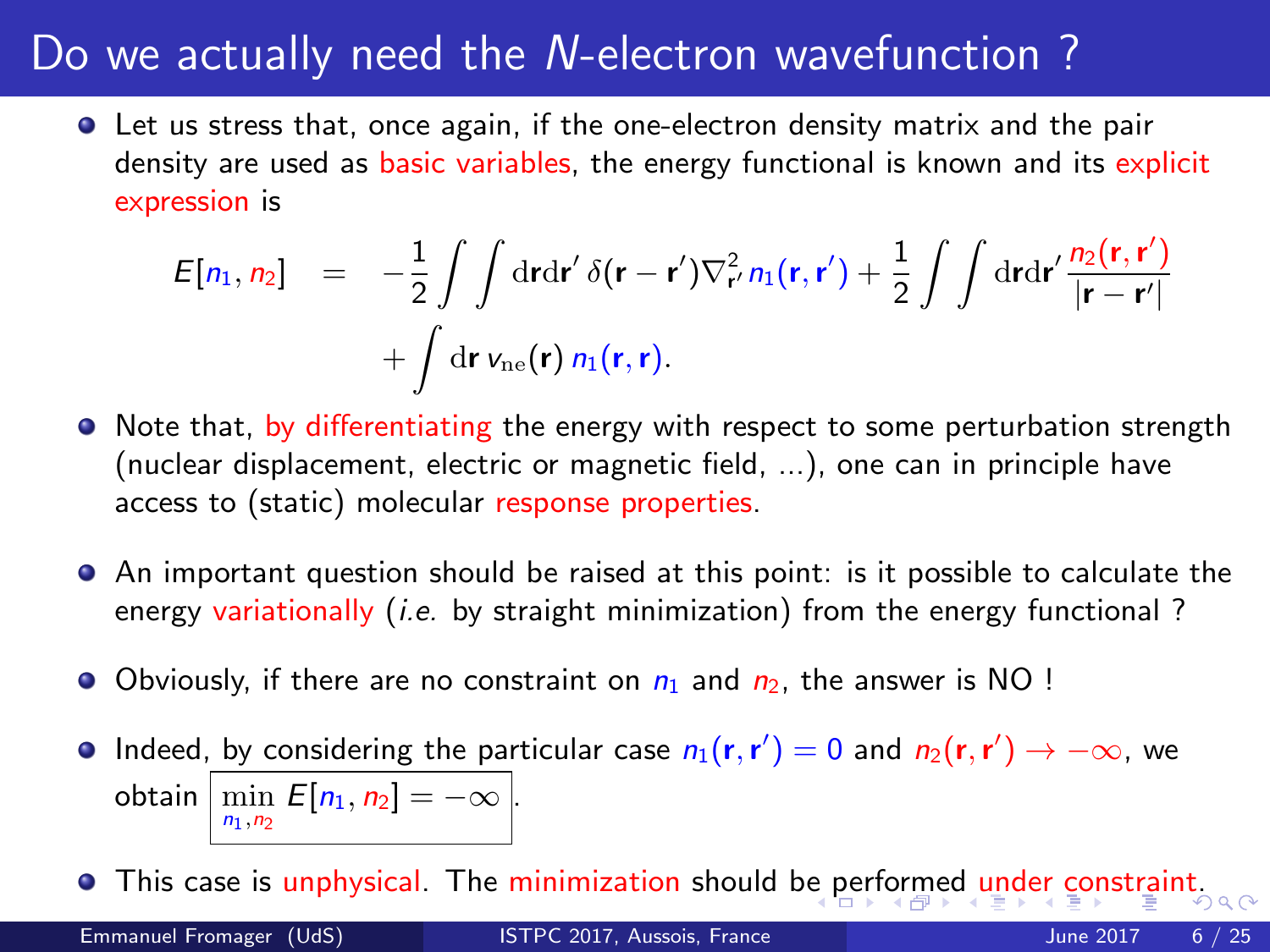# Do we actually need the $N$-electron wavefunction ?

- Let us stress that, once again, if the one-electron density matrix and the pair density are used as basic variables, the energy functional is known and its explicit expression is

$$
\begin{aligned}
E[n_1, n_2] \quad = \quad & -\frac{1}{2}\int\int \mathrm{d}\mathbf{r}\mathrm{d}\mathbf{r}'\,\delta(\mathbf{r}-\mathbf{r}')\nabla^2_{\mathbf{r}'}\,n_1(\mathbf{r},\mathbf{r}') + \frac{1}{2}\int\int \mathrm{d}\mathbf{r}\mathrm{d}\mathbf{r}'\,\frac{n_2(\mathbf{r},\mathbf{r}')}{|\mathbf{r}-\mathbf{r}'|} \\
& + \int \mathrm{d}\mathbf{r}\, v_{\mathrm{ne}}(\mathbf{r})\, n_1(\mathbf{r},\mathbf{r}).
\end{aligned}
$$

- Note that, by differentiating the energy with respect to some perturbation strength (nuclear displacement, electric or magnetic field, ...), one can in principle have access to (static) molecular response properties.

- An important question should be raised at this point: is it possible to calculate the energy variationally (*i.e.* by straight minimization) from the energy functional ?

- Obviously, if there are no constraint on $n_1$ and $n_2$, the answer is NO !

- Indeed, by considering the particular case $n_1(\mathbf{r},\mathbf{r}') = 0$ and $n_2(\mathbf{r},\mathbf{r}') \rightarrow -\infty$, we obtain $\boxed{\min_{n_1, n_2} E[n_1, n_2] = -\infty}$.

- This case is unphysical. The minimization should be performed under constraint.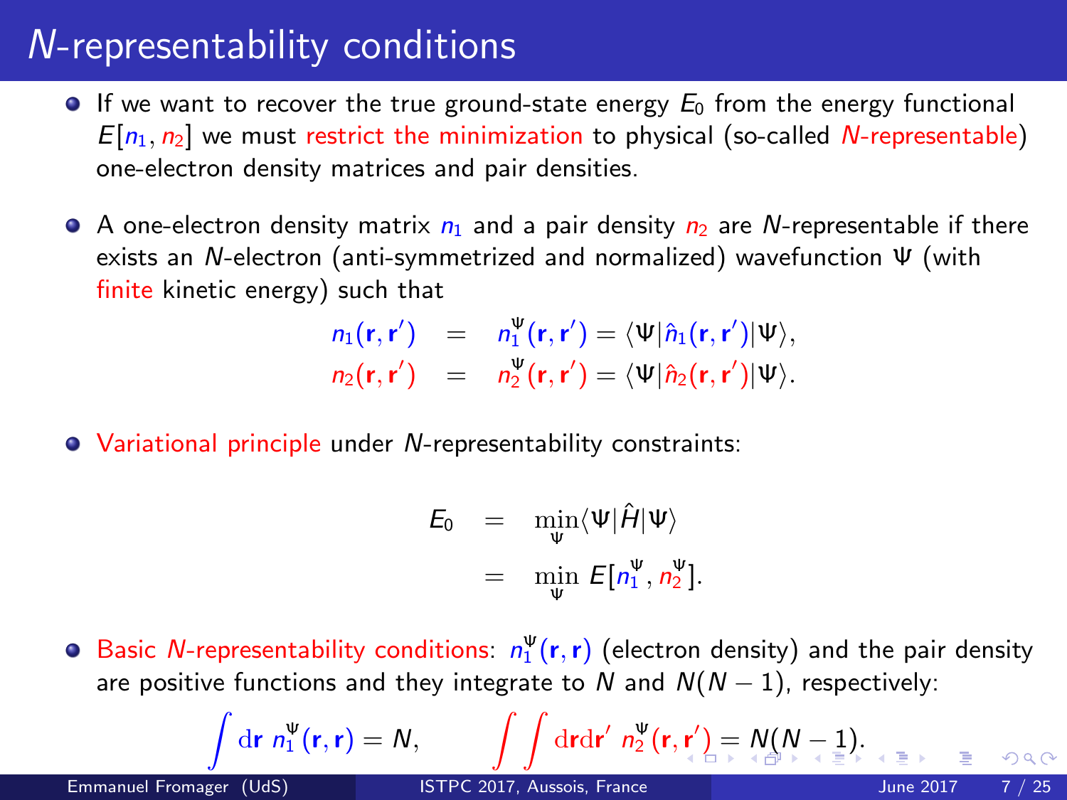# $N$-representability conditions

- If we want to recover the true ground-state energy $E_0$ from the energy functional $E[n_1, n_2]$ we must restrict the minimization to physical (so-called $N$-representable) one-electron density matrices and pair densities.

- A one-electron density matrix $n_1$ and a pair density $n_2$ are $N$-representable if there exists an $N$-electron (anti-symmetrized and normalized) wavefunction $\Psi$ (with finite kinetic energy) such that

$$
\begin{aligned}
n_1(\mathbf{r}, \mathbf{r}') &= n_1^{\Psi}(\mathbf{r}, \mathbf{r}') = \langle \Psi | \hat{n}_1(\mathbf{r}, \mathbf{r}') | \Psi \rangle, \\
n_2(\mathbf{r}, \mathbf{r}') &= n_2^{\Psi}(\mathbf{r}, \mathbf{r}') = \langle \Psi | \hat{n}_2(\mathbf{r}, \mathbf{r}') | \Psi \rangle.
\end{aligned}
$$

- Variational principle under $N$-representability constraints:

$$
\begin{aligned}
E_0 &= \min_{\Psi} \langle \Psi | \hat{H} | \Psi \rangle \\
&= \min_{\Psi} E[n_1^{\Psi}, n_2^{\Psi}].
\end{aligned}
$$

- Basic $N$-representability conditions: $n_1^{\Psi}(\mathbf{r}, \mathbf{r})$ (electron density) and the pair density are positive functions and they integrate to $N$ and $N(N-1)$, respectively:

$$
\int \mathrm{d}\mathbf{r} \; n_1^{\Psi}(\mathbf{r}, \mathbf{r}) = N, \qquad \int\int \mathrm{d}\mathbf{r}\mathrm{d}\mathbf{r}' \; n_2^{\Psi}(\mathbf{r}, \mathbf{r}') = N(N-1).
$$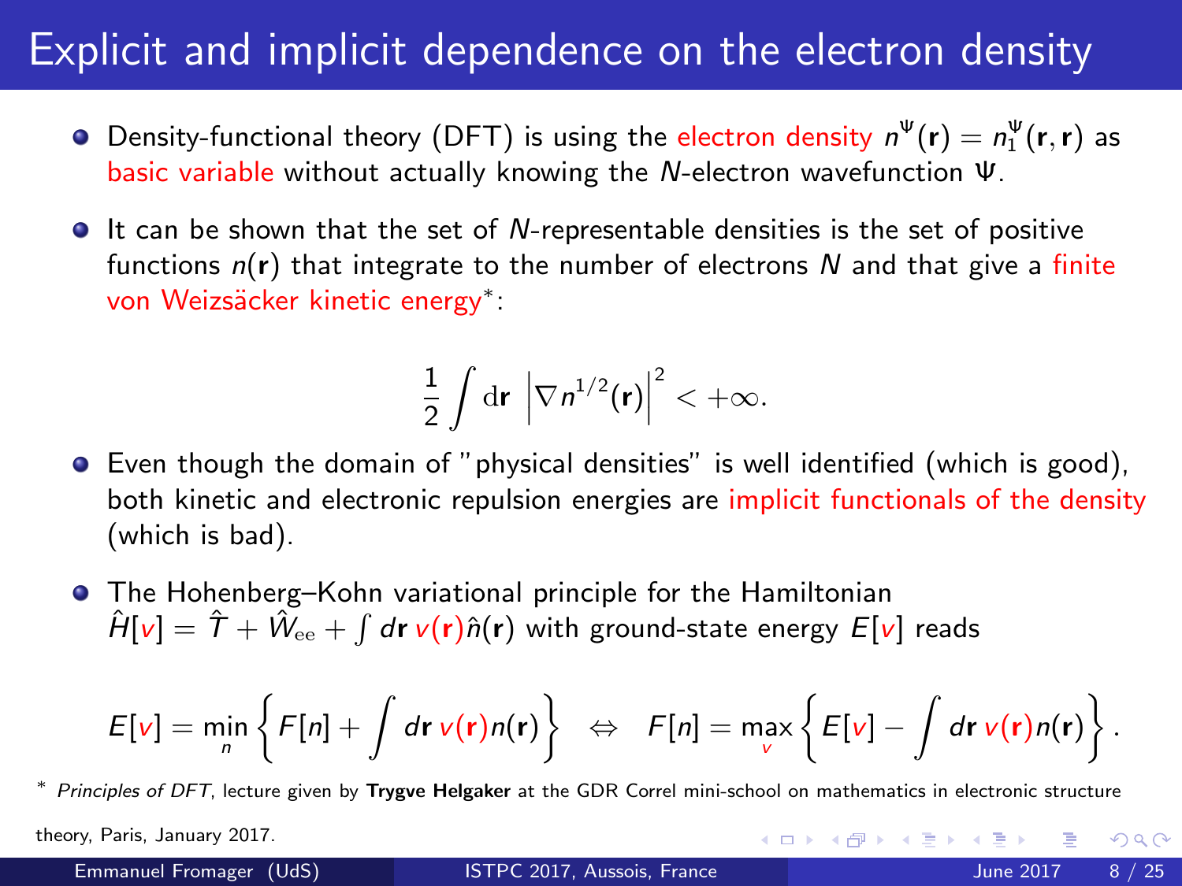# Explicit and implicit dependence on the electron density

- Density-functional theory (DFT) is using the electron density $n^{\Psi}(\mathbf{r}) = n_1^{\Psi}(\mathbf{r}, \mathbf{r})$ as basic variable without actually knowing the $N$-electron wavefunction $\Psi$.

- It can be shown that the set of $N$-representable densities is the set of positive functions $n(\mathbf{r})$ that integrate to the number of electrons $N$ and that give a finite von Weizsäcker kinetic energy*:

$$\frac{1}{2} \int \mathrm{d}\mathbf{r} \, \left| \nabla n^{1/2}(\mathbf{r}) \right|^2 < +\infty.$$

- Even though the domain of "physical densities" is well identified (which is good), both kinetic and electronic repulsion energies are implicit functionals of the density (which is bad).

- The Hohenberg–Kohn variational principle for the Hamiltonian $\hat{H}[v] = \hat{T} + \hat{W}_{\rm ee} + \int d\mathbf{r} \, v(\mathbf{r}) \hat{n}(\mathbf{r})$ with ground-state energy $E[v]$ reads

$$E[v] = \min_{n} \left\{ F[n] + \int d\mathbf{r} \, v(\mathbf{r}) n(\mathbf{r}) \right\} \quad \Leftrightarrow \quad F[n] = \max_{v} \left\{ E[v] - \int d\mathbf{r} \, v(\mathbf{r}) n(\mathbf{r}) \right\}.$$

* *Principles of DFT*, lecture given by **Trygve Helgaker** at the GDR Correl mini-school on mathematics in electronic structure theory, Paris, January 2017.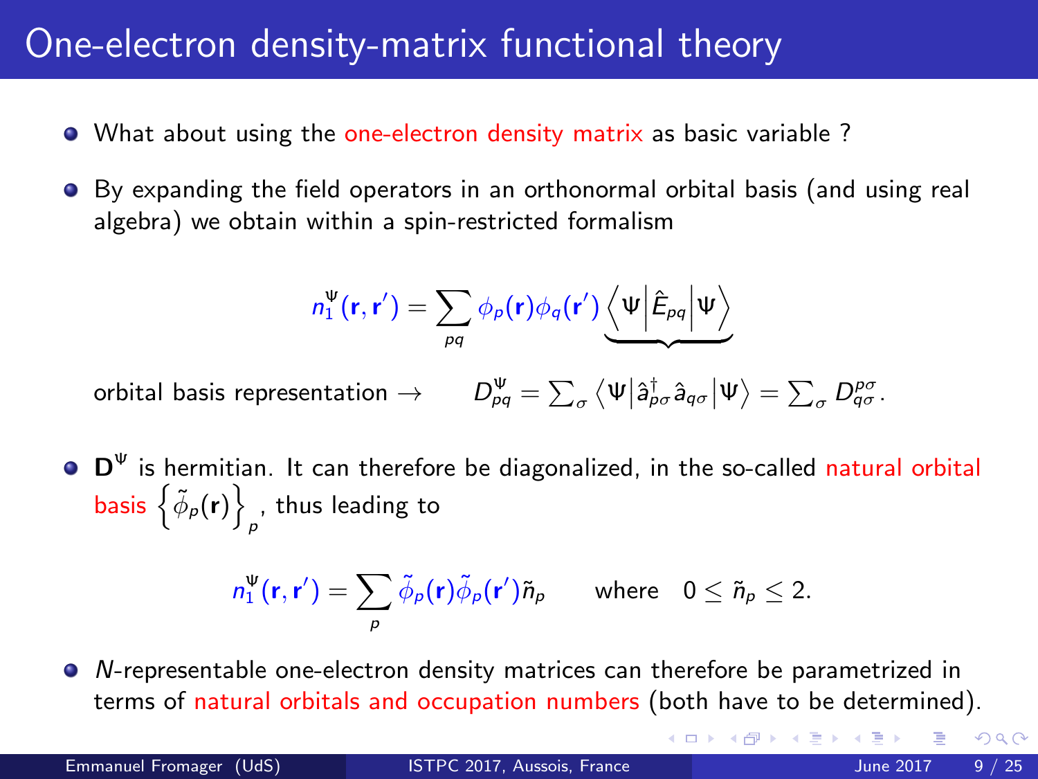# One-electron density-matrix functional theory

- What about using the one-electron density matrix as basic variable ?
- By expanding the field operators in an orthonormal orbital basis (and using real algebra) we obtain within a spin-restricted formalism

$$n_1^{\Psi}(\mathbf{r},\mathbf{r}') = \sum_{pq} \phi_p(\mathbf{r})\phi_q(\mathbf{r}') \underbrace{\left\langle \Psi \middle| \hat{E}_{pq} \middle| \Psi \right\rangle}$$

orbital basis representation $\rightarrow \qquad D_{pq}^{\Psi} = \sum_{\sigma} \left\langle \Psi \middle| \hat{a}_{p\sigma}^{\dagger} \hat{a}_{q\sigma} \middle| \Psi \right\rangle = \sum_{\sigma} D_{q\sigma}^{p\sigma}.$

- $\mathbf{D}^{\Psi}$ is hermitian. It can therefore be diagonalized, in the so-called natural orbital basis $\left\{ \tilde{\phi}_p(\mathbf{r}) \right\}_p$, thus leading to

$$n_1^{\Psi}(\mathbf{r},\mathbf{r}') = \sum_{p} \tilde{\phi}_p(\mathbf{r})\tilde{\phi}_p(\mathbf{r}')\tilde{n}_p \qquad \text{where} \quad 0 \leq \tilde{n}_p \leq 2.$$

- *N*-representable one-electron density matrices can therefore be parametrized in terms of natural orbitals and occupation numbers (both have to be determined).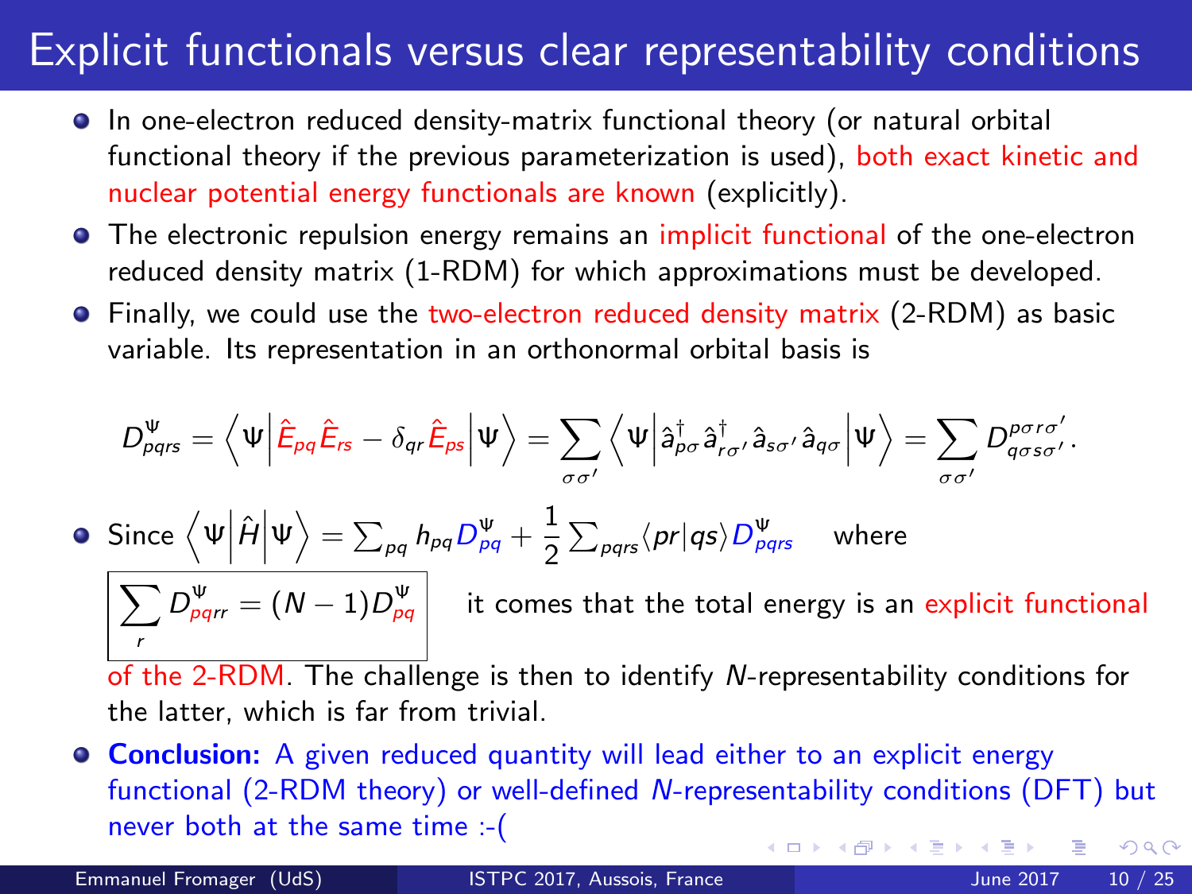# Explicit functionals versus clear representability conditions

- In one-electron reduced density-matrix functional theory (or natural orbital functional theory if the previous parameterization is used), both exact kinetic and nuclear potential energy functionals are known (explicitly).
- The electronic repulsion energy remains an implicit functional of the one-electron reduced density matrix (1-RDM) for which approximations must be developed.
- Finally, we could use the two-electron reduced density matrix (2-RDM) as basic variable. Its representation in an orthonormal orbital basis is

$$D^{\Psi}_{pqrs} = \left\langle \Psi \middle| \hat{E}_{pq}\hat{E}_{rs} - \delta_{qr}\hat{E}_{ps} \middle| \Psi \right\rangle = \sum_{\sigma\sigma'} \left\langle \Psi \middle| \hat{a}^{\dagger}_{p\sigma}\hat{a}^{\dagger}_{r\sigma'}\hat{a}_{s\sigma'}\hat{a}_{q\sigma} \middle| \Psi \right\rangle = \sum_{\sigma\sigma'} D^{p\sigma r\sigma'}_{q\sigma s\sigma'}.$$

- Since $\left\langle \Psi \middle| \hat{H} \middle| \Psi \right\rangle = \sum_{pq} h_{pq} D^{\Psi}_{pq} + \frac{1}{2}\sum_{pqrs} \langle pr|qs\rangle D^{\Psi}_{pqrs}$ where $\boxed{\sum_{r} D^{\Psi}_{pqrr} = (N-1)D^{\Psi}_{pq}}$ it comes that the total energy is an explicit functional of the 2-RDM. The challenge is then to identify $N$-representability conditions for the latter, which is far from trivial.
- **Conclusion:** A given reduced quantity will lead either to an explicit energy functional (2-RDM theory) or well-defined $N$-representability conditions (DFT) but never both at the same time :-(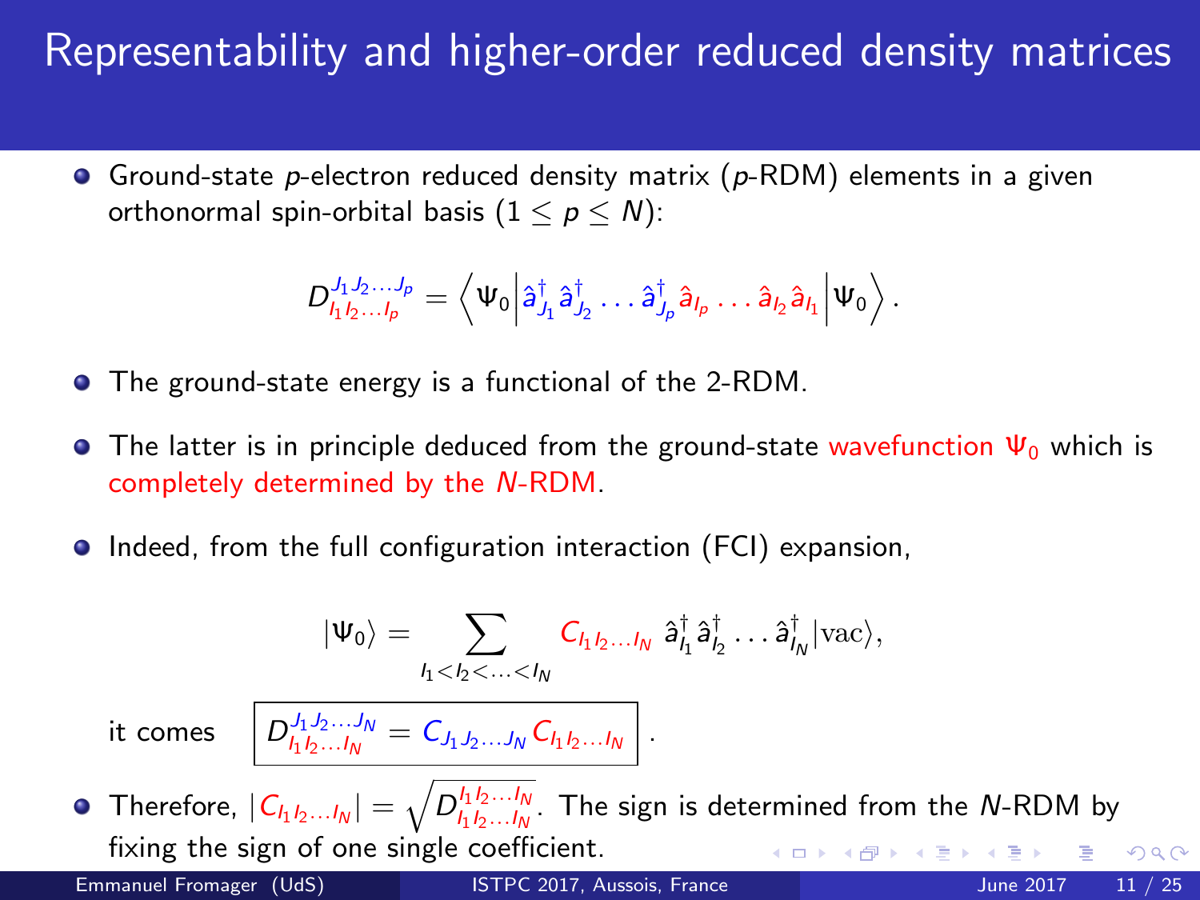# Representability and higher-order reduced density matrices

- Ground-state $p$-electron reduced density matrix ($p$-RDM) elements in a given orthonormal spin-orbital basis ($1 \leq p \leq N$):

$$D^{J_1 J_2 \ldots J_p}_{I_1 I_2 \ldots I_p} = \left\langle \Psi_0 \middle| \hat{a}^\dagger_{J_1} \hat{a}^\dagger_{J_2} \ldots \hat{a}^\dagger_{J_p} \hat{a}_{I_p} \ldots \hat{a}_{I_2} \hat{a}_{I_1} \middle| \Psi_0 \right\rangle .$$

- The ground-state energy is a functional of the 2-RDM.
- The latter is in principle deduced from the ground-state wavefunction $\Psi_0$ which is completely determined by the $N$-RDM.
- Indeed, from the full configuration interaction (FCI) expansion,

$$|\Psi_0\rangle = \sum_{I_1 < I_2 < \ldots < I_N} C_{I_1 I_2 \ldots I_N} \, \hat{a}^\dagger_{I_1} \hat{a}^\dagger_{I_2} \ldots \hat{a}^\dagger_{I_N} |\mathrm{vac}\rangle,$$

it comes $\boxed{D^{J_1 J_2 \ldots J_N}_{I_1 I_2 \ldots I_N} = C_{J_1 J_2 \ldots J_N} C_{I_1 I_2 \ldots I_N}}$ .

- Therefore, $|C_{I_1 I_2 \ldots I_N}| = \sqrt{D^{I_1 I_2 \ldots I_N}_{I_1 I_2 \ldots I_N}}$. The sign is determined from the $N$-RDM by fixing the sign of one single coefficient.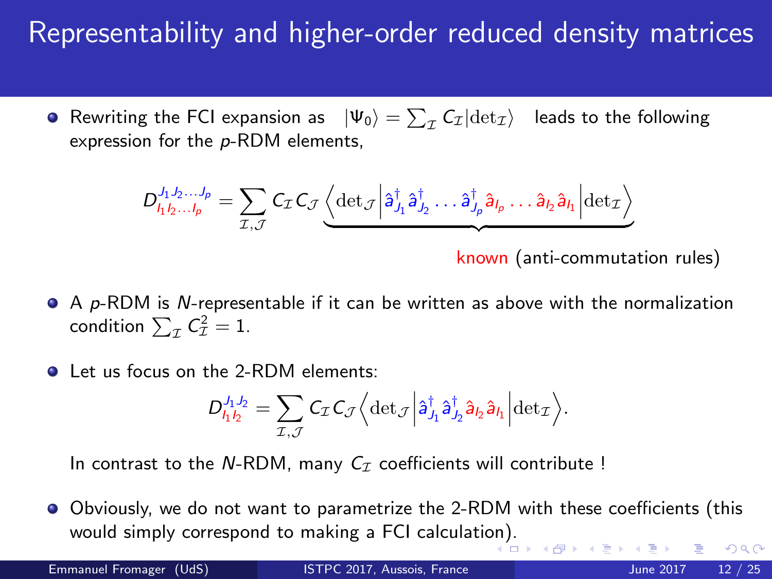# Representability and higher-order reduced density matrices

- Rewriting the FCI expansion as $|\Psi_0\rangle = \sum_{\mathcal{I}} C_{\mathcal{I}} |\mathrm{det}_{\mathcal{I}}\rangle$ leads to the following expression for the $p$-RDM elements,

$$D^{J_1 J_2 \ldots J_p}_{I_1 I_2 \ldots I_p} = \sum_{\mathcal{I},\mathcal{J}} C_{\mathcal{I}} C_{\mathcal{J}} \underbrace{\left\langle \mathrm{det}_{\mathcal{J}} \middle| \hat{a}^\dagger_{J_1} \hat{a}^\dagger_{J_2} \ldots \hat{a}^\dagger_{J_p} \hat{a}_{I_p} \ldots \hat{a}_{I_2} \hat{a}_{I_1} \middle| \mathrm{det}_{\mathcal{I}} \right\rangle}_{\text{known (anti-commutation rules)}}$$

- A $p$-RDM is $N$-representable if it can be written as above with the normalization condition $\sum_{\mathcal{I}} C^2_{\mathcal{I}} = 1$.

- Let us focus on the 2-RDM elements:

$$D^{J_1 J_2}_{I_1 I_2} = \sum_{\mathcal{I},\mathcal{J}} C_{\mathcal{I}} C_{\mathcal{J}} \left\langle \mathrm{det}_{\mathcal{J}} \middle| \hat{a}^\dagger_{J_1} \hat{a}^\dagger_{J_2} \hat{a}_{I_2} \hat{a}_{I_1} \middle| \mathrm{det}_{\mathcal{I}} \right\rangle.$$

  In contrast to the $N$-RDM, many $C_{\mathcal{I}}$ coefficients will contribute !

- Obviously, we do not want to parametrize the 2-RDM with these coefficients (this would simply correspond to making a FCI calculation).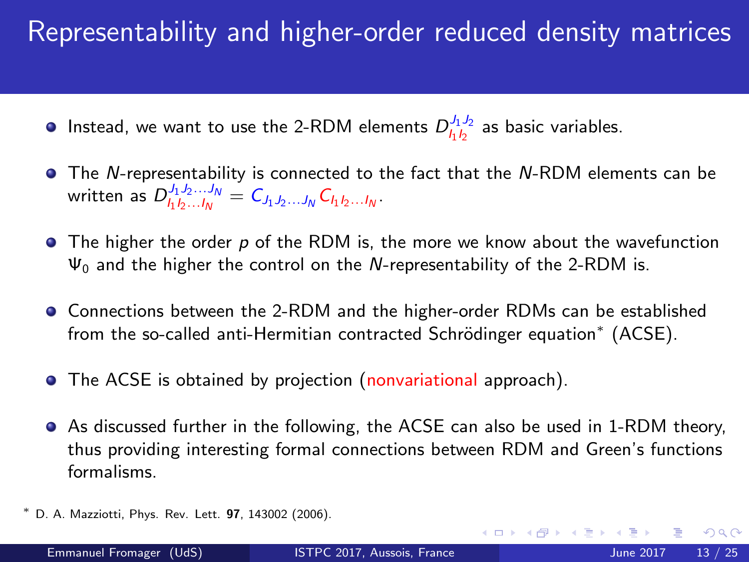# Representability and higher-order reduced density matrices

- Instead, we want to use the 2-RDM elements $D^{J_1 J_2}_{I_1 I_2}$ as basic variables.

- The $N$-representability is connected to the fact that the $N$-RDM elements can be written as $D^{J_1 J_2 \ldots J_N}_{I_1 I_2 \ldots I_N} = C_{J_1 J_2 \ldots J_N} C_{I_1 I_2 \ldots I_N}$.

- The higher the order $p$ of the RDM is, the more we know about the wavefunction $\Psi_0$ and the higher the control on the $N$-representability of the 2-RDM is.

- Connections between the 2-RDM and the higher-order RDMs can be established from the so-called anti-Hermitian contracted Schrödinger equation* (ACSE).

- The ACSE is obtained by projection (nonvariational approach).

- As discussed further in the following, the ACSE can also be used in 1-RDM theory, thus providing interesting formal connections between RDM and Green's functions formalisms.

* D. A. Mazziotti, Phys. Rev. Lett. **97**, 143002 (2006).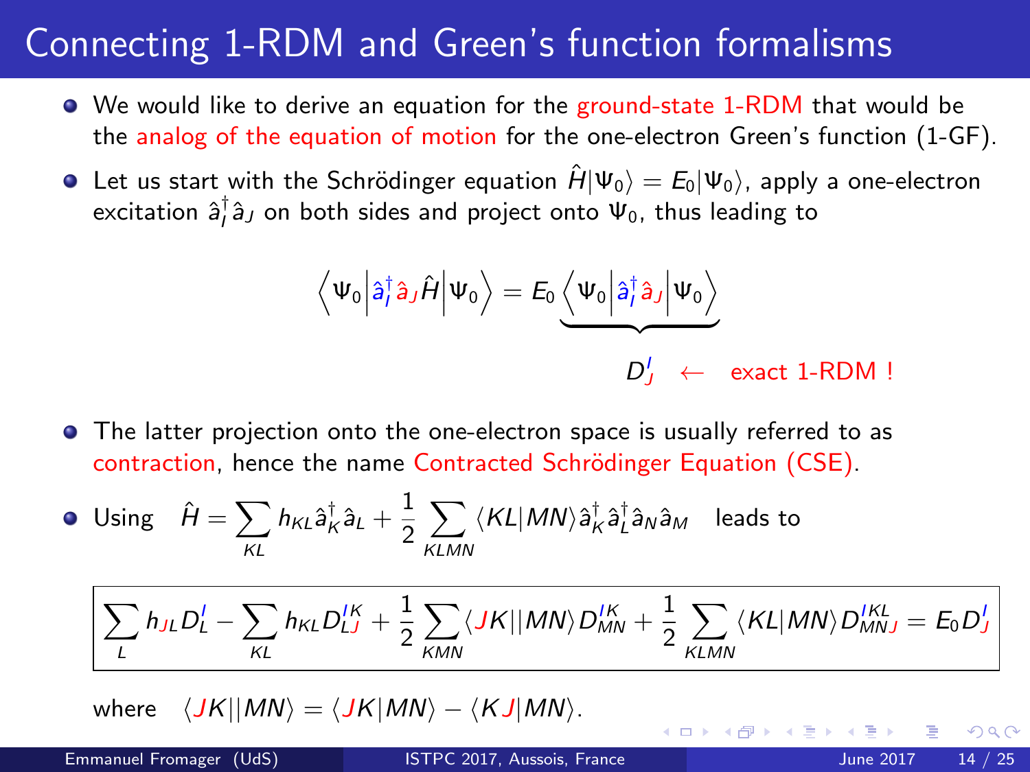# Connecting 1-RDM and Green's function formalisms

- We would like to derive an equation for the ground-state 1-RDM that would be the analog of the equation of motion for the one-electron Green's function (1-GF).
- Let us start with the Schrödinger equation $\hat{H}|\Psi_0\rangle = E_0|\Psi_0\rangle$, apply a one-electron excitation $\hat{a}_I^\dagger \hat{a}_J$ on both sides and project onto $\Psi_0$, thus leading to

$$\left\langle \Psi_0 \middle| \hat{a}_I^\dagger \hat{a}_J \hat{H} \middle| \Psi_0 \right\rangle = E_0 \underbrace{\left\langle \Psi_0 \middle| \hat{a}_I^\dagger \hat{a}_J \middle| \Psi_0 \right\rangle}_{D_J^I \;\; \leftarrow \;\; \text{exact 1-RDM !}}$$

- The latter projection onto the one-electron space is usually referred to as contraction, hence the name Contracted Schrödinger Equation (CSE).
- Using $\hat{H} = \sum_{KL} h_{KL} \hat{a}_K^\dagger \hat{a}_L + \dfrac{1}{2} \sum_{KLMN} \langle KL|MN\rangle \hat{a}_K^\dagger \hat{a}_L^\dagger \hat{a}_N \hat{a}_M$ leads to

$$\boxed{\sum_L h_{JL} D_L^I - \sum_{KL} h_{KL} D_{LJ}^{IK} + \frac{1}{2}\sum_{KMN} \langle JK||MN\rangle D_{MN}^{IK} + \frac{1}{2}\sum_{KLMN} \langle KL|MN\rangle D_{MNJ}^{IKL} = E_0 D_J^I}$$

where $\langle JK||MN\rangle = \langle JK|MN\rangle - \langle KJ|MN\rangle$.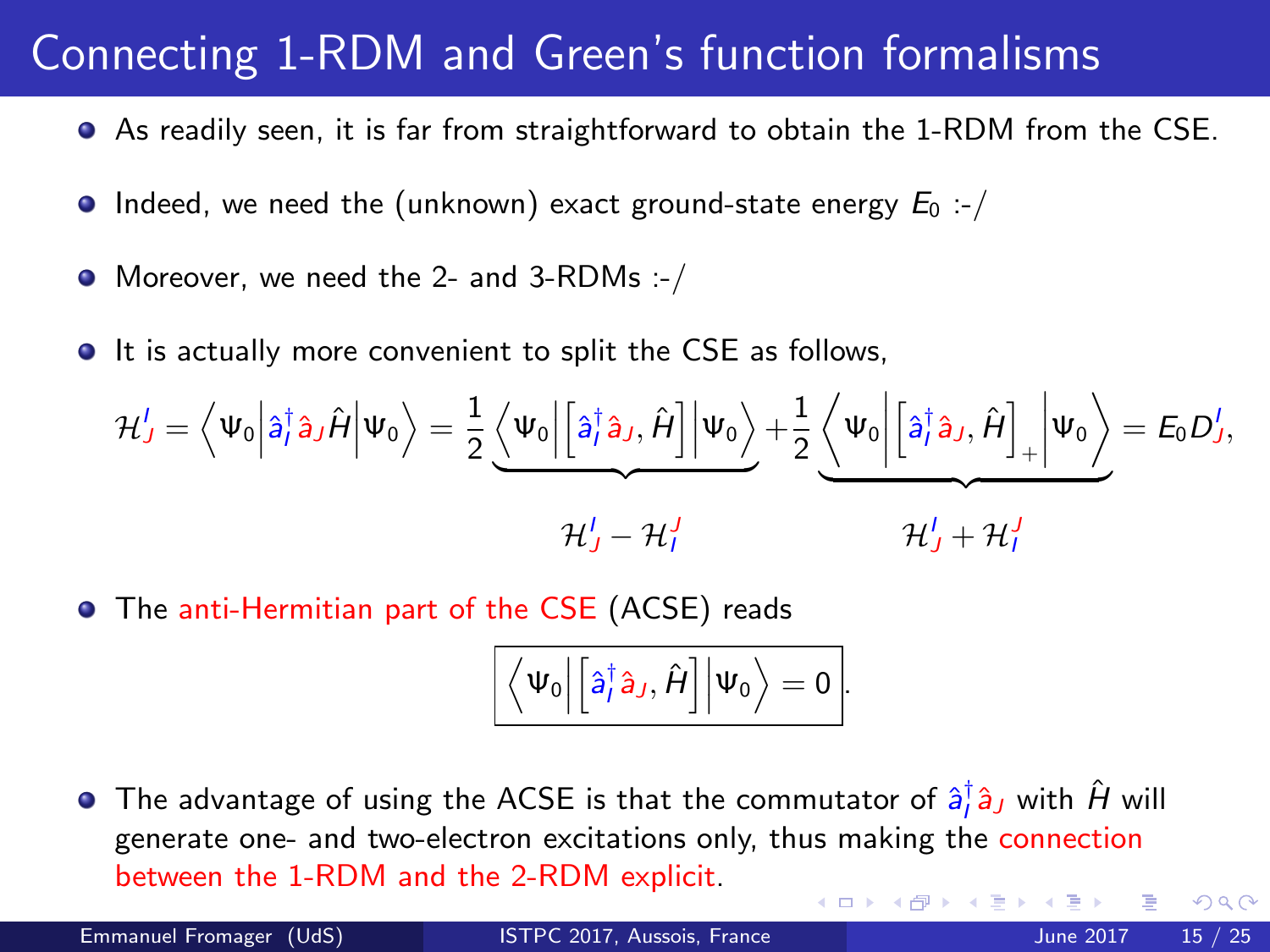# Connecting 1-RDM and Green's function formalisms

- As readily seen, it is far from straightforward to obtain the 1-RDM from the CSE.
- Indeed, we need the (unknown) exact ground-state energy $E_0$ :-/
- Moreover, we need the 2- and 3-RDMs :-/
- It is actually more convenient to split the CSE as follows,

$$\mathcal{H}^I_J = \left\langle \Psi_0 \middle| \hat{a}^\dagger_I \hat{a}_J \hat{H} \middle| \Psi_0 \right\rangle = \frac{1}{2} \underbrace{\left\langle \Psi_0 \middle| \left[\hat{a}^\dagger_I \hat{a}_J, \hat{H}\right] \middle| \Psi_0 \right\rangle}_{\mathcal{H}^I_J - \mathcal{H}^J_I} + \frac{1}{2} \underbrace{\left\langle \Psi_0 \middle| \left[\hat{a}^\dagger_I \hat{a}_J, \hat{H}\right]_+ \middle| \Psi_0 \right\rangle}_{\mathcal{H}^I_J + \mathcal{H}^J_I} = E_0 D^I_J,$$

- The anti-Hermitian part of the CSE (ACSE) reads

$$\boxed{\left\langle \Psi_0 \middle| \left[\hat{a}^\dagger_I \hat{a}_J, \hat{H}\right] \middle| \Psi_0 \right\rangle = 0}.$$

- The advantage of using the ACSE is that the commutator of $\hat{a}^\dagger_I \hat{a}_J$ with $\hat{H}$ will generate one- and two-electron excitations only, thus making the connection between the 1-RDM and the 2-RDM explicit.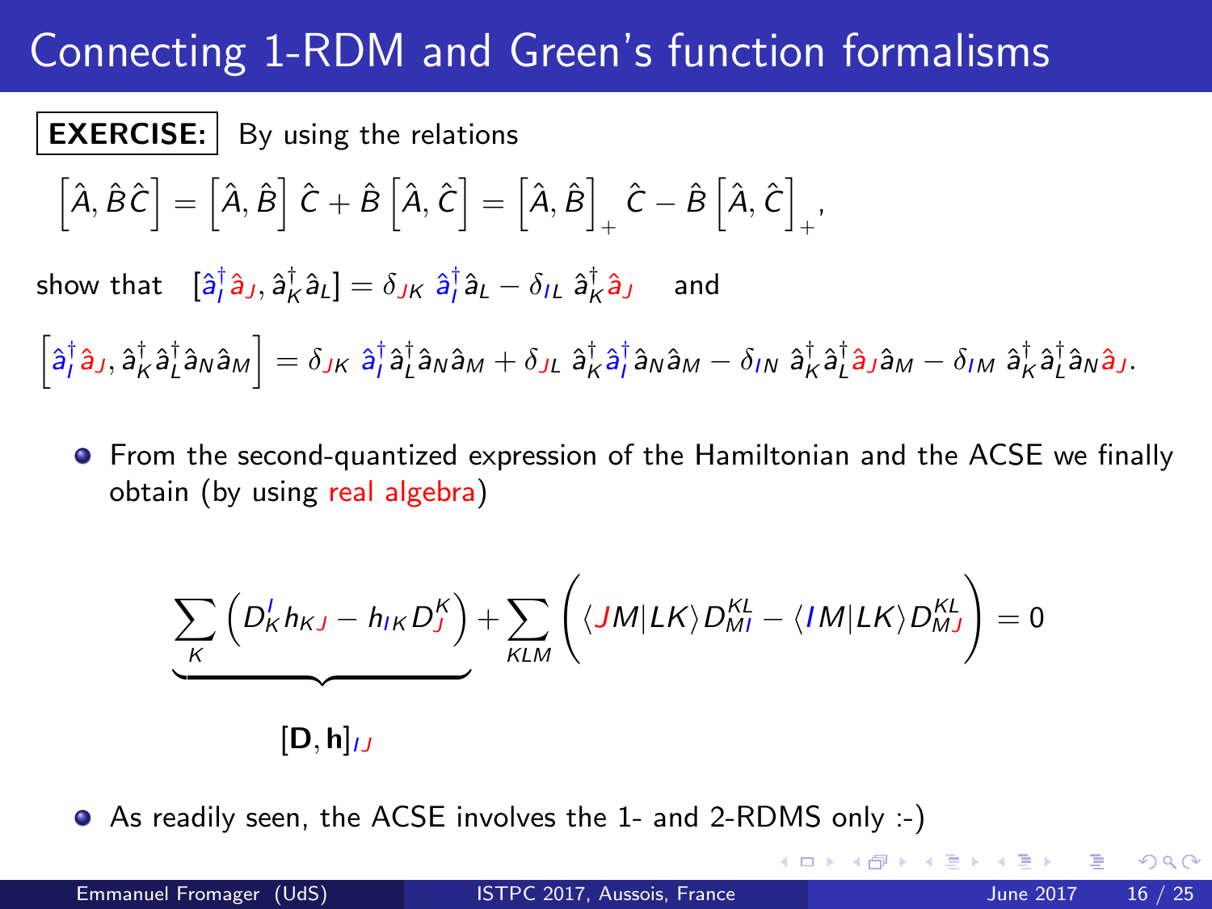# Connecting 1-RDM and Green's function formalisms

**EXERCISE:** By using the relations

$$\left[\hat{A}, \hat{B}\hat{C}\right] = \left[\hat{A}, \hat{B}\right]\hat{C} + \hat{B}\left[\hat{A}, \hat{C}\right] = \left[\hat{A}, \hat{B}\right]_+ \hat{C} - \hat{B}\left[\hat{A}, \hat{C}\right]_+,$$

show that $[\hat{a}^\dagger_I \hat{a}_J, \hat{a}^\dagger_K \hat{a}_L] = \delta_{JK}\ \hat{a}^\dagger_I \hat{a}_L - \delta_{IL}\ \hat{a}^\dagger_K \hat{a}_J$ and

$$\left[\hat{a}^\dagger_I \hat{a}_J, \hat{a}^\dagger_K \hat{a}^\dagger_L \hat{a}_N \hat{a}_M\right] = \delta_{JK}\ \hat{a}^\dagger_I \hat{a}^\dagger_L \hat{a}_N \hat{a}_M + \delta_{JL}\ \hat{a}^\dagger_K \hat{a}^\dagger_I \hat{a}_N \hat{a}_M - \delta_{IN}\ \hat{a}^\dagger_K \hat{a}^\dagger_L \hat{a}_J \hat{a}_M - \delta_{IM}\ \hat{a}^\dagger_K \hat{a}^\dagger_L \hat{a}_N \hat{a}_J.$$

- From the second-quantized expression of the Hamiltonian and the ACSE we finally obtain (by using real algebra)

$$\underbrace{\sum_K \left(D^I_K h_{KJ} - h_{IK} D^K_J\right)}_{[\mathbf{D}, \mathbf{h}]_{IJ}} + \sum_{KLM} \left(\langle JM|LK\rangle D^{KL}_{MI} - \langle IM|LK\rangle D^{KL}_{MJ}\right) = 0$$

- As readily seen, the ACSE involves the 1- and 2-RDMS only :-)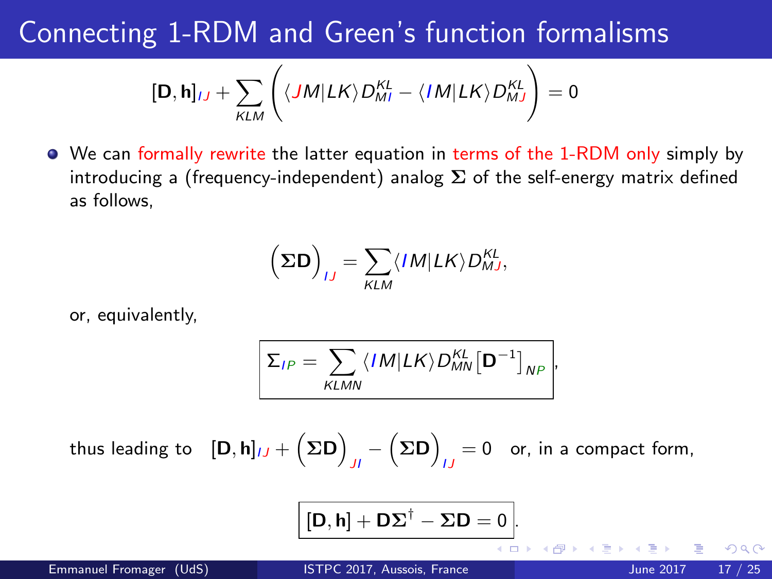# Connecting 1-RDM and Green's function formalisms

$$[\mathbf{D}, \mathbf{h}]_{IJ} + \sum_{KLM} \left( \langle JM|LK\rangle D^{KL}_{MI} - \langle IM|LK\rangle D^{KL}_{MJ} \right) = 0$$

- We can formally rewrite the latter equation in terms of the 1-RDM only simply by introducing a (frequency-independent) analog $\mathbf{\Sigma}$ of the self-energy matrix defined as follows,

$$\left(\mathbf{\Sigma}\mathbf{D}\right)_{IJ} = \sum_{KLM} \langle IM|LK\rangle D^{KL}_{MJ},$$

or, equivalently,

$$\boxed{\Sigma_{IP} = \sum_{KLMN} \langle IM|LK\rangle D^{KL}_{MN} \left[\mathbf{D}^{-1}\right]_{NP}},$$

thus leading to $[\mathbf{D}, \mathbf{h}]_{IJ} + \left(\mathbf{\Sigma}\mathbf{D}\right)_{JI} - \left(\mathbf{\Sigma}\mathbf{D}\right)_{IJ} = 0$ or, in a compact form,

$$\boxed{[\mathbf{D}, \mathbf{h}] + \mathbf{D}\mathbf{\Sigma}^{\dagger} - \mathbf{\Sigma}\mathbf{D} = 0}.$$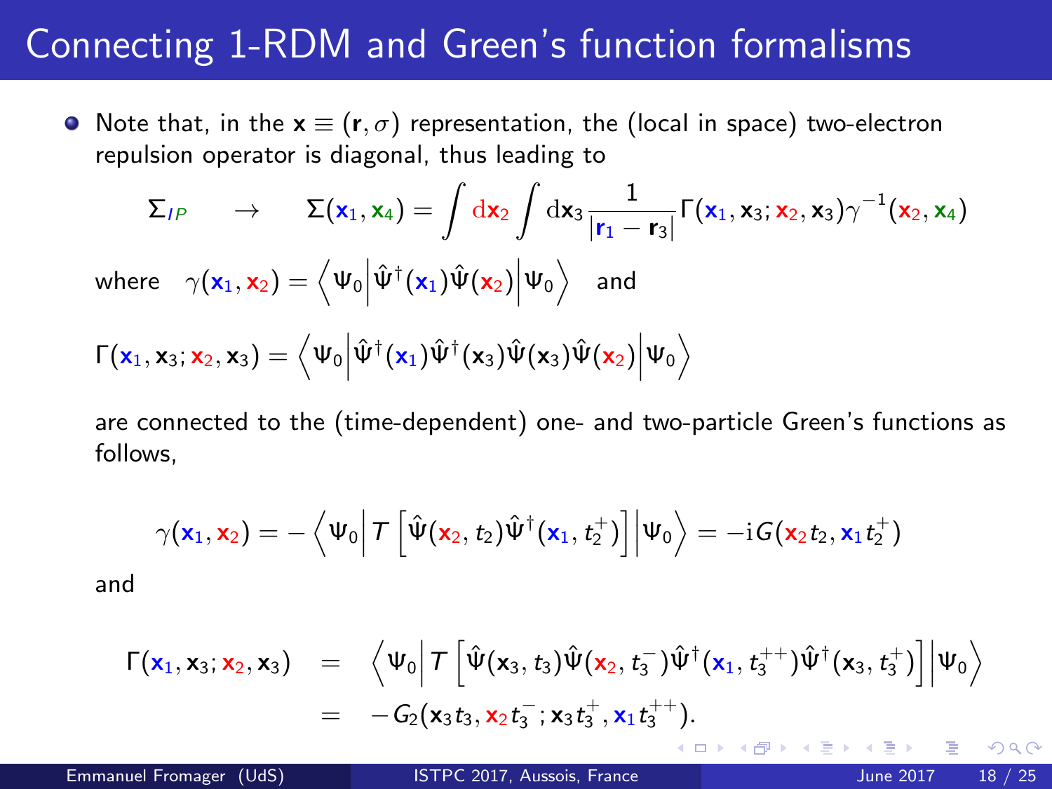# Connecting 1-RDM and Green's function formalisms

- Note that, in the $\mathbf{x} \equiv (\mathbf{r}, \sigma)$ representation, the (local in space) two-electron repulsion operator is diagonal, thus leading to

$$\Sigma_{IP} \quad \rightarrow \quad \Sigma(\mathbf{x}_1, \mathbf{x}_4) = \int \mathrm{d}\mathbf{x}_2 \int \mathrm{d}\mathbf{x}_3 \frac{1}{|\mathbf{r}_1 - \mathbf{r}_3|} \Gamma(\mathbf{x}_1, \mathbf{x}_3; \mathbf{x}_2, \mathbf{x}_3) \gamma^{-1}(\mathbf{x}_2, \mathbf{x}_4)$$

where $\gamma(\mathbf{x}_1, \mathbf{x}_2) = \left\langle \Psi_0 \middle| \hat{\Psi}^\dagger(\mathbf{x}_1) \hat{\Psi}(\mathbf{x}_2) \middle| \Psi_0 \right\rangle$ and

$$\Gamma(\mathbf{x}_1, \mathbf{x}_3; \mathbf{x}_2, \mathbf{x}_3) = \left\langle \Psi_0 \middle| \hat{\Psi}^\dagger(\mathbf{x}_1) \hat{\Psi}^\dagger(\mathbf{x}_3) \hat{\Psi}(\mathbf{x}_3) \hat{\Psi}(\mathbf{x}_2) \middle| \Psi_0 \right\rangle$$

are connected to the (time-dependent) one- and two-particle Green's functions as follows,

$$\gamma(\mathbf{x}_1, \mathbf{x}_2) = -\left\langle \Psi_0 \middle| T\left[\hat{\Psi}(\mathbf{x}_2, t_2) \hat{\Psi}^\dagger(\mathbf{x}_1, t_2^+)\right] \middle| \Psi_0 \right\rangle = -\mathrm{i} G(\mathbf{x}_2 t_2, \mathbf{x}_1 t_2^+)$$

and

$$\begin{aligned} \Gamma(\mathbf{x}_1, \mathbf{x}_3; \mathbf{x}_2, \mathbf{x}_3) &= \left\langle \Psi_0 \middle| T\left[\hat{\Psi}(\mathbf{x}_3, t_3) \hat{\Psi}(\mathbf{x}_2, t_3^-) \hat{\Psi}^\dagger(\mathbf{x}_1, t_3^{++}) \hat{\Psi}^\dagger(\mathbf{x}_3, t_3^+)\right] \middle| \Psi_0 \right\rangle \\ &= -G_2(\mathbf{x}_3 t_3, \mathbf{x}_2 t_3^-; \mathbf{x}_3 t_3^+, \mathbf{x}_1 t_3^{++}). \end{aligned}$$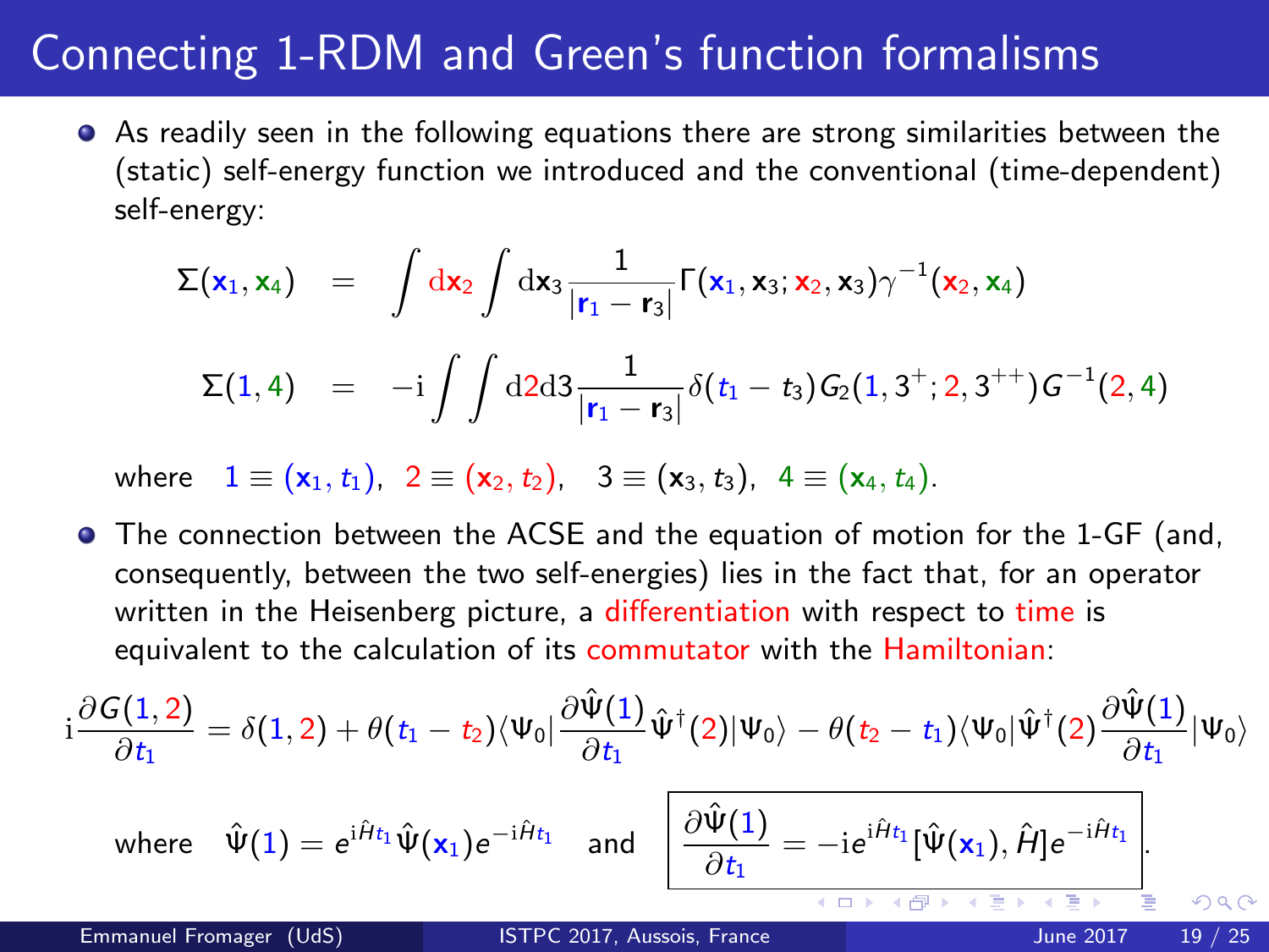# Connecting 1-RDM and Green's function formalisms

- As readily seen in the following equations there are strong similarities between the (static) self-energy function we introduced and the conventional (time-dependent) self-energy:

$$\Sigma(\mathbf{x}_1, \mathbf{x}_4) = \int \mathrm{d}\mathbf{x}_2 \int \mathrm{d}\mathbf{x}_3 \frac{1}{|\mathbf{r}_1 - \mathbf{r}_3|} \Gamma(\mathbf{x}_1, \mathbf{x}_3; \mathbf{x}_2, \mathbf{x}_3) \gamma^{-1}(\mathbf{x}_2, \mathbf{x}_4)$$

$$\Sigma(1, 4) = -\mathrm{i} \int \int \mathrm{d}2\mathrm{d}3 \frac{1}{|\mathbf{r}_1 - \mathbf{r}_3|} \delta(t_1 - t_3) G_2(1, 3^+; 2, 3^{++}) G^{-1}(2, 4)$$

where $1 \equiv (\mathbf{x}_1, t_1)$, $2 \equiv (\mathbf{x}_2, t_2)$, $3 \equiv (\mathbf{x}_3, t_3)$, $4 \equiv (\mathbf{x}_4, t_4)$.

- The connection between the ACSE and the equation of motion for the 1-GF (and, consequently, between the two self-energies) lies in the fact that, for an operator written in the Heisenberg picture, a differentiation with respect to time is equivalent to the calculation of its commutator with the Hamiltonian:

$$\mathrm{i}\frac{\partial G(1,2)}{\partial t_1} = \delta(1,2) + \theta(t_1 - t_2)\langle \Psi_0 | \frac{\partial \hat{\Psi}(1)}{\partial t_1} \hat{\Psi}^\dagger(2) | \Psi_0 \rangle - \theta(t_2 - t_1)\langle \Psi_0 | \hat{\Psi}^\dagger(2) \frac{\partial \hat{\Psi}(1)}{\partial t_1} | \Psi_0 \rangle$$

where $\hat{\Psi}(1) = e^{\mathrm{i}\hat{H}t_1} \hat{\Psi}(\mathbf{x}_1) e^{-\mathrm{i}\hat{H}t_1}$ and $\boxed{\frac{\partial \hat{\Psi}(1)}{\partial t_1} = -\mathrm{i} e^{\mathrm{i}\hat{H}t_1} [\hat{\Psi}(\mathbf{x}_1), \hat{H}] e^{-\mathrm{i}\hat{H}t_1}}$.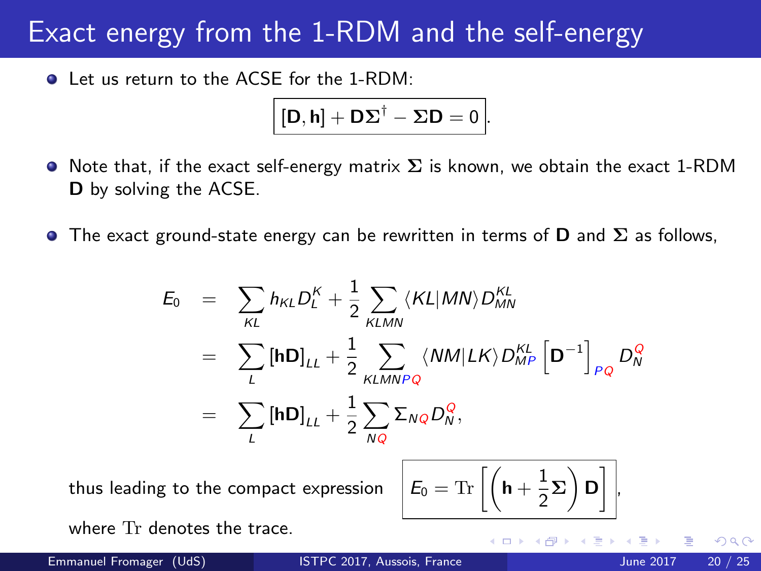# Exact energy from the 1-RDM and the self-energy

- Let us return to the ACSE for the 1-RDM:

$$\boxed{[\mathbf{D}, \mathbf{h}] + \mathbf{D}\boldsymbol{\Sigma}^{\dagger} - \boldsymbol{\Sigma}\mathbf{D} = 0}.$$

- Note that, if the exact self-energy matrix $\boldsymbol{\Sigma}$ is known, we obtain the exact 1-RDM $\mathbf{D}$ by solving the ACSE.

- The exact ground-state energy can be rewritten in terms of $\mathbf{D}$ and $\boldsymbol{\Sigma}$ as follows,

$$
\begin{aligned}
E_0 &= \sum_{KL} h_{KL} D^K_L + \frac{1}{2} \sum_{KLMN} \langle KL|MN\rangle D^{KL}_{MN} \\
&= \sum_{L} [\mathbf{hD}]_{LL} + \frac{1}{2} \sum_{KLMNPQ} \langle NM|LK\rangle D^{KL}_{MP} \left[\mathbf{D}^{-1}\right]_{PQ} D^Q_N \\
&= \sum_{L} [\mathbf{hD}]_{LL} + \frac{1}{2} \sum_{NQ} \Sigma_{NQ} D^Q_N,
\end{aligned}
$$

thus leading to the compact expression $\boxed{E_0 = \mathrm{Tr}\left[\left(\mathbf{h} + \frac{1}{2}\boldsymbol{\Sigma}\right)\mathbf{D}\right]}$,

where $\mathrm{Tr}$ denotes the trace.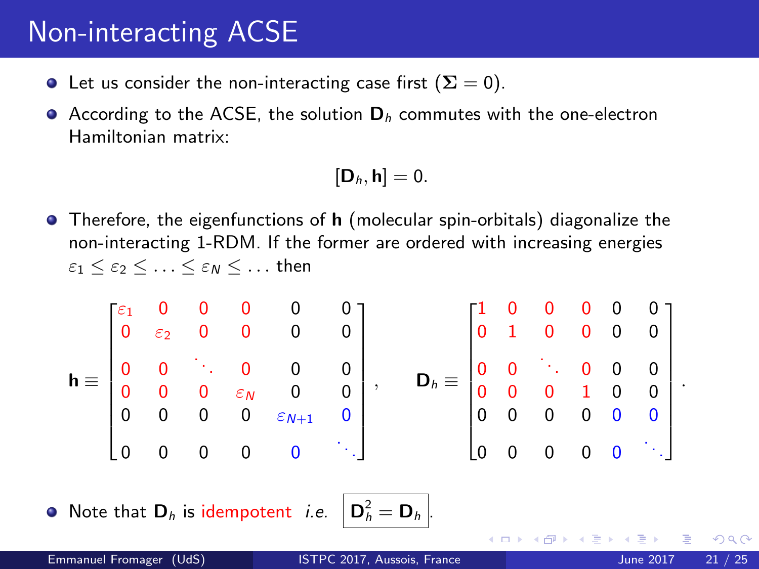# Non-interacting ACSE

- Let us consider the non-interacting case first ($\mathbf{\Sigma} = 0$).
- According to the ACSE, the solution $\mathbf{D}_h$ commutes with the one-electron Hamiltonian matrix:

$$[\mathbf{D}_h, \mathbf{h}] = 0.$$

- Therefore, the eigenfunctions of $\mathbf{h}$ (molecular spin-orbitals) diagonalize the non-interacting 1-RDM. If the former are ordered with increasing energies $\varepsilon_1 \leq \varepsilon_2 \leq \ldots \leq \varepsilon_N \leq \ldots$ then

$$\mathbf{h} \equiv \begin{bmatrix} \varepsilon_1 & 0 & 0 & 0 & 0 & 0 \\ 0 & \varepsilon_2 & 0 & 0 & 0 & 0 \\ 0 & 0 & \ddots & 0 & 0 & 0 \\ 0 & 0 & 0 & \varepsilon_N & 0 & 0 \\ 0 & 0 & 0 & 0 & \varepsilon_{N+1} & 0 \\ 0 & 0 & 0 & 0 & 0 & \ddots \end{bmatrix}, \qquad \mathbf{D}_h \equiv \begin{bmatrix} 1 & 0 & 0 & 0 & 0 & 0 \\ 0 & 1 & 0 & 0 & 0 & 0 \\ 0 & 0 & \ddots & 0 & 0 & 0 \\ 0 & 0 & 0 & 1 & 0 & 0 \\ 0 & 0 & 0 & 0 & 0 & 0 \\ 0 & 0 & 0 & 0 & 0 & \ddots \end{bmatrix}.$$

- Note that $\mathbf{D}_h$ is idempotent *i.e.* $\boxed{\mathbf{D}_h^2 = \mathbf{D}_h}$.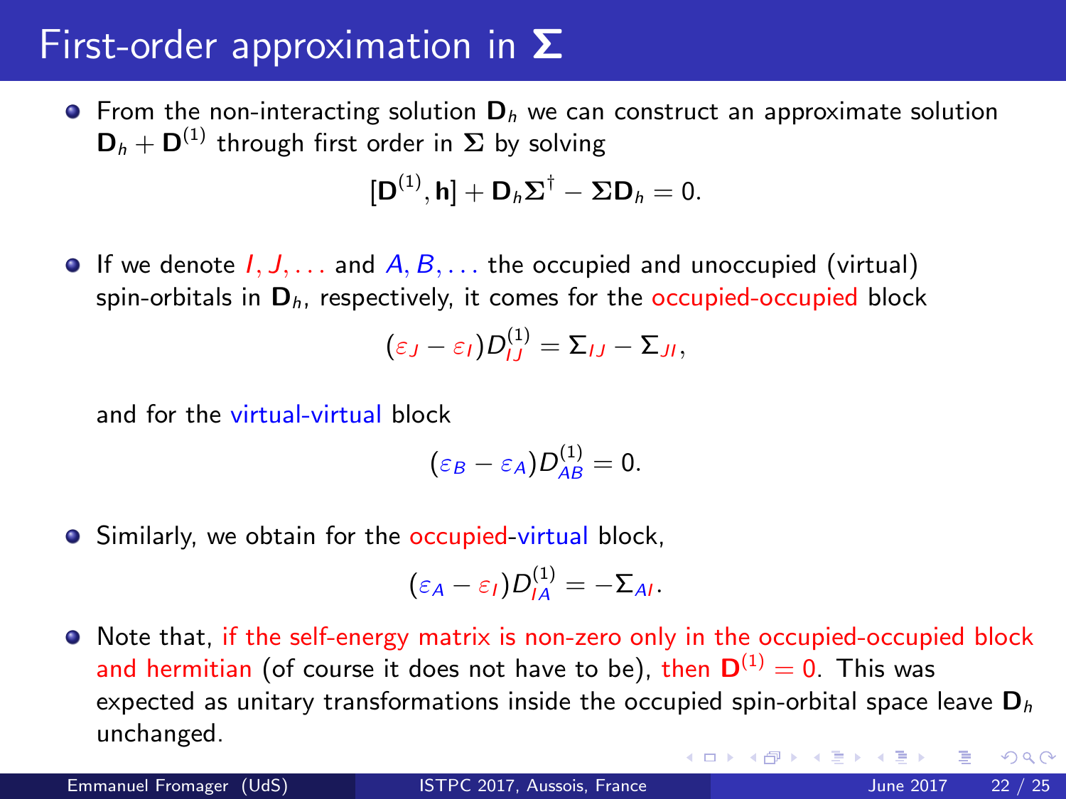# First-order approximation in $\boldsymbol{\Sigma}$

- From the non-interacting solution $\mathbf{D}_h$ we can construct an approximate solution $\mathbf{D}_h + \mathbf{D}^{(1)}$ through first order in $\boldsymbol{\Sigma}$ by solving

$$[\mathbf{D}^{(1)}, \mathbf{h}] + \mathbf{D}_h \boldsymbol{\Sigma}^\dagger - \boldsymbol{\Sigma} \mathbf{D}_h = 0.$$

- If we denote $I, J, \ldots$ and $A, B, \ldots$ the occupied and unoccupied (virtual) spin-orbitals in $\mathbf{D}_h$, respectively, it comes for the occupied-occupied block

$$(\varepsilon_J - \varepsilon_I) D^{(1)}_{IJ} = \Sigma_{IJ} - \Sigma_{JI},$$

  and for the virtual-virtual block

$$(\varepsilon_B - \varepsilon_A) D^{(1)}_{AB} = 0.$$

- Similarly, we obtain for the occupied-virtual block,

$$(\varepsilon_A - \varepsilon_I) D^{(1)}_{IA} = -\Sigma_{AI}.$$

- Note that, if the self-energy matrix is non-zero only in the occupied-occupied block and hermitian (of course it does not have to be), then $\mathbf{D}^{(1)} = 0$. This was expected as unitary transformations inside the occupied spin-orbital space leave $\mathbf{D}_h$ unchanged.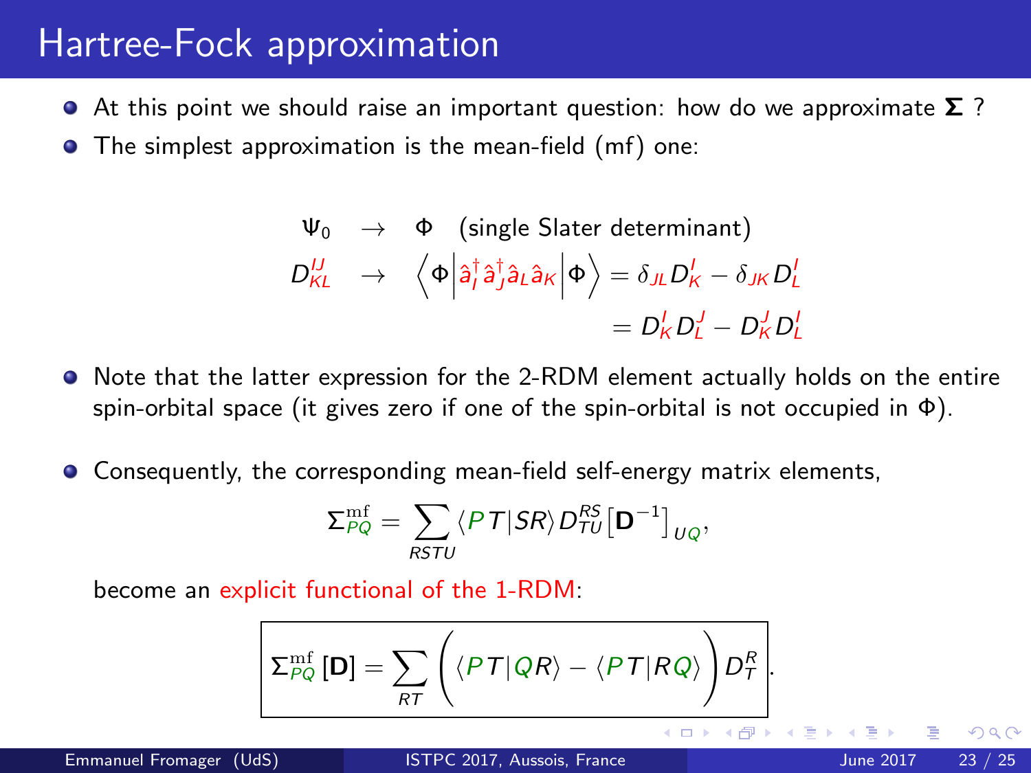# Hartree-Fock approximation

- At this point we should raise an important question: how do we approximate $\mathbf{\Sigma}$ ?
- The simplest approximation is the mean-field (mf) one:

$$
\begin{aligned}
\Psi_0 \quad &\rightarrow \quad \Phi \quad \text{(single Slater determinant)} \\
D^{IJ}_{KL} \quad &\rightarrow \quad \left\langle \Phi \middle| \hat{a}^\dagger_I \hat{a}^\dagger_J \hat{a}_L \hat{a}_K \middle| \Phi \right\rangle = \delta_{JL} D^I_K - \delta_{JK} D^I_L \\
&\qquad\qquad\qquad\qquad\quad\; = D^I_K D^J_L - D^J_K D^I_L
\end{aligned}
$$

- Note that the latter expression for the 2-RDM element actually holds on the entire spin-orbital space (it gives zero if one of the spin-orbital is not occupied in $\Phi$).

- Consequently, the corresponding mean-field self-energy matrix elements,

$$
\Sigma^{\mathrm{mf}}_{PQ} = \sum_{RSTU} \langle PT|SR\rangle D^{RS}_{TU} \left[\mathbf{D}^{-1}\right]_{UQ},
$$

become an explicit functional of the 1-RDM:

$$
\boxed{\Sigma^{\mathrm{mf}}_{PQ}\left[\mathbf{D}\right] = \sum_{RT} \Big( \langle PT|QR\rangle - \langle PT|RQ\rangle \Big) D^R_T}.
$$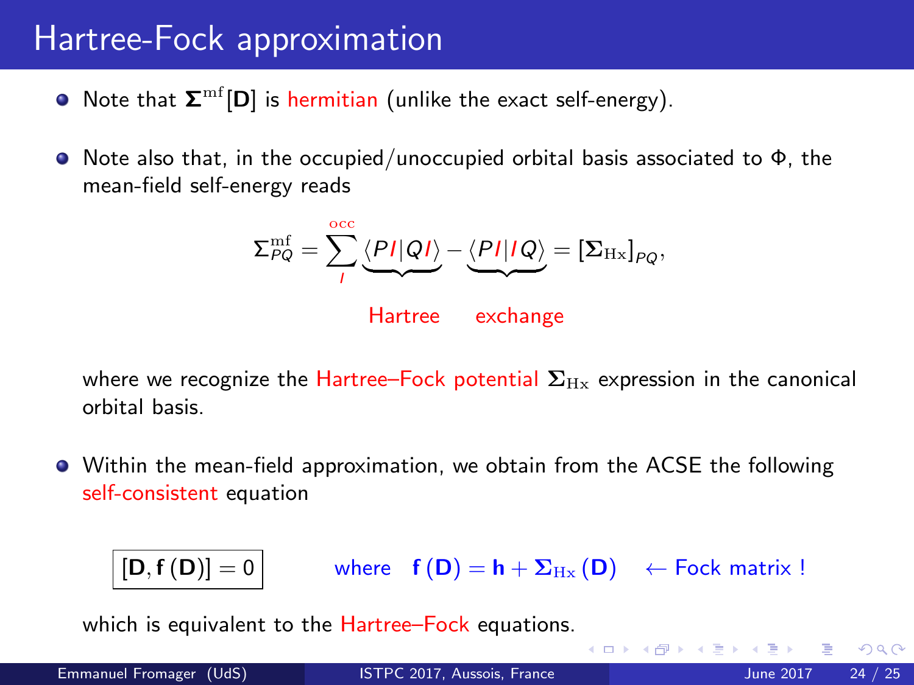# Hartree-Fock approximation

- Note that $\boldsymbol{\Sigma}^{\rm mf}[\mathbf{D}]$ is hermitian (unlike the exact self-energy).

- Note also that, in the occupied/unoccupied orbital basis associated to $\Phi$, the mean-field self-energy reads

$$\Sigma^{\rm mf}_{PQ} = \sum_{I}^{\rm occ} \underbrace{\langle PI|QI\rangle}_{\text{Hartree}} - \underbrace{\langle PI|IQ\rangle}_{\text{exchange}} = \left[\boldsymbol{\Sigma}_{\rm Hx}\right]_{PQ},$$

  where we recognize the Hartree–Fock potential $\boldsymbol{\Sigma}_{\rm Hx}$ expression in the canonical orbital basis.

- Within the mean-field approximation, we obtain from the ACSE the following self-consistent equation

$$\boxed{[\mathbf{D}, \mathbf{f}(\mathbf{D})] = 0} \qquad \text{where} \quad \mathbf{f}(\mathbf{D}) = \mathbf{h} + \boldsymbol{\Sigma}_{\rm Hx}(\mathbf{D}) \quad \leftarrow \text{Fock matrix !}$$

  which is equivalent to the Hartree–Fock equations.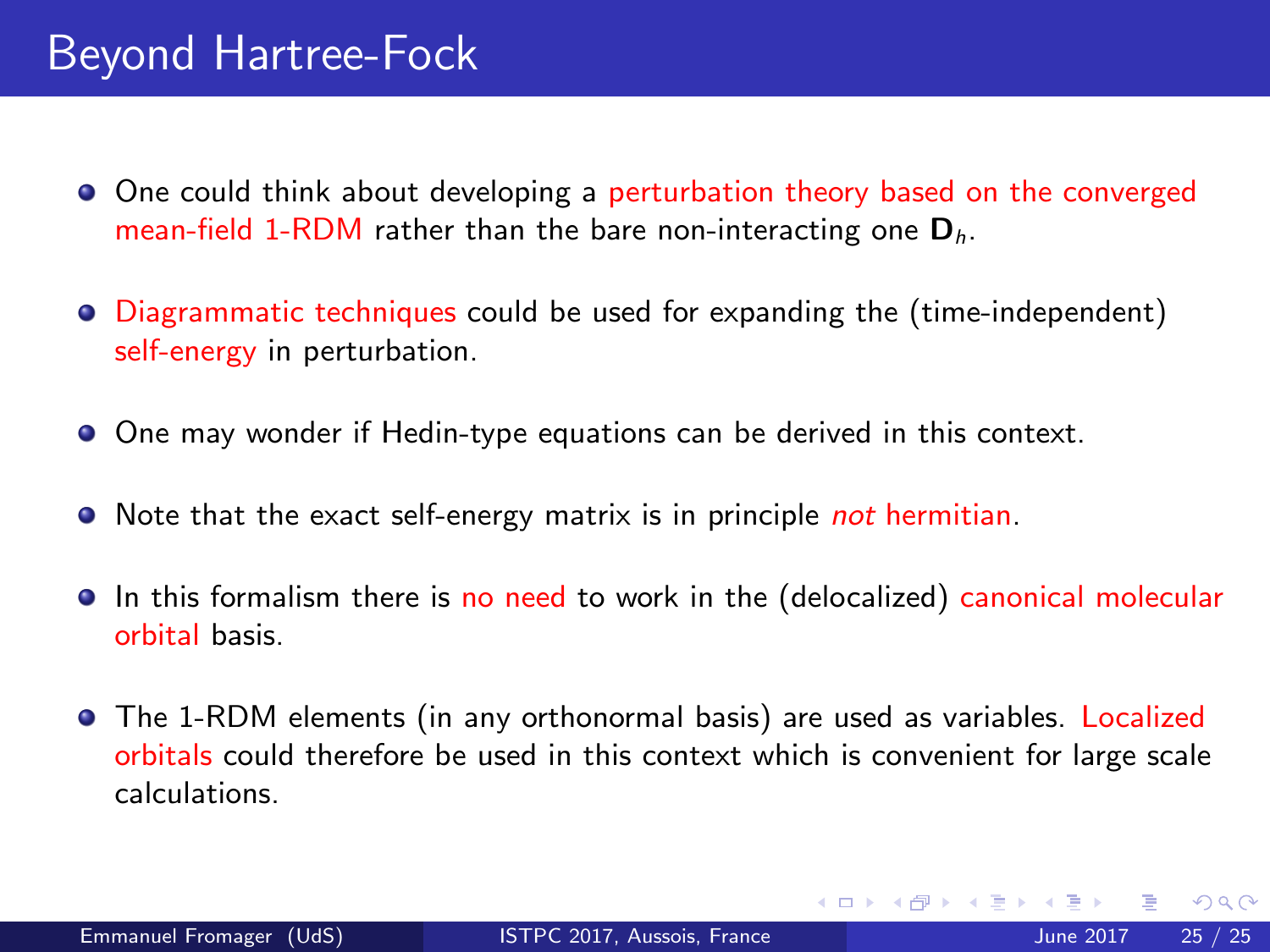# Beyond Hartree-Fock

- One could think about developing a perturbation theory based on the converged mean-field 1-RDM rather than the bare non-interacting one $\mathbf{D}_h$.
- Diagrammatic techniques could be used for expanding the (time-independent) self-energy in perturbation.
- One may wonder if Hedin-type equations can be derived in this context.
- Note that the exact self-energy matrix is in principle *not* hermitian.
- In this formalism there is no need to work in the (delocalized) canonical molecular orbital basis.
- The 1-RDM elements (in any orthonormal basis) are used as variables. Localized orbitals could therefore be used in this context which is convenient for large scale calculations.